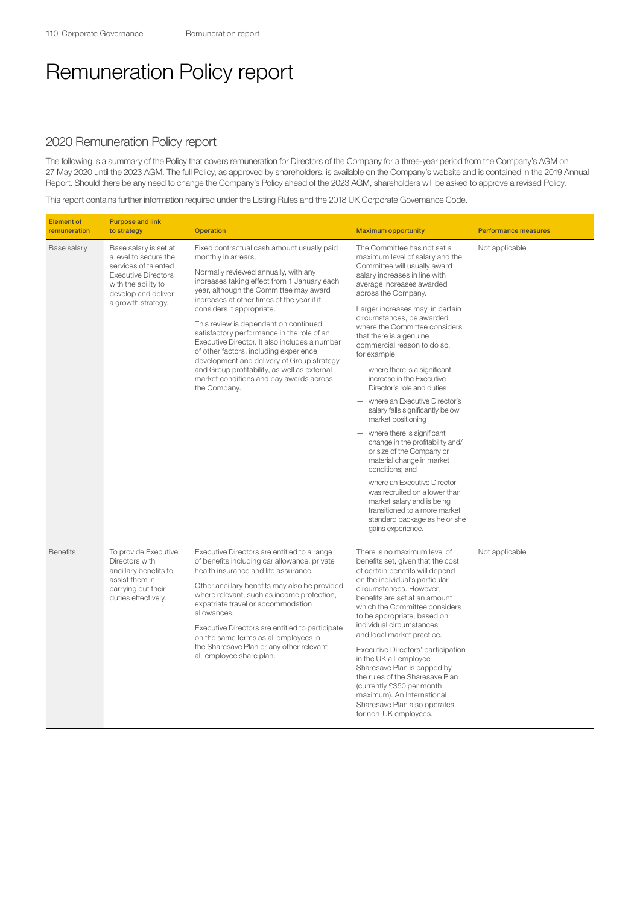# Remuneration Policy report

## 2020 Remuneration Policy report

The following is a summary of the Policy that covers remuneration for Directors of the Company for a three-year period from the Company's AGM on 27 May 2020 until the 2023 AGM. The full Policy, as approved by shareholders, is available on the Company's website and is contained in the 2019 Annual Report. Should there be any need to change the Company's Policy ahead of the 2023 AGM, shareholders will be asked to approve a revised Policy.

This report contains further information required under the Listing Rules and the 2018 UK Corporate Governance Code.

| Element of remuneration | Purpose and link to strategy | Operation | Maximum opportunity | Performance measures |
|---|---|---|---|---|
| Base salary | Base salary is set at a level to secure the services of talented Executive Directors with the ability to develop and deliver a growth strategy. | Fixed contractual cash amount usually paid monthly in arrears.<br><br>Normally reviewed annually, with any increases taking effect from 1 January each year, although the Committee may award increases at other times of the year if it considers it appropriate.<br><br>This review is dependent on continued satisfactory performance in the role of an Executive Director. It also includes a number of other factors, including experience, development and delivery of Group strategy and Group profitability, as well as external market conditions and pay awards across the Company. | The Committee has not set a maximum level of salary and the Committee will usually award salary increases in line with average increases awarded across the Company.<br><br>Larger increases may, in certain circumstances, be awarded where the Committee considers that there is a genuine commercial reason to do so, for example:<br><br>— where there is a significant increase in the Executive Director's role and duties<br><br>— where an Executive Director's salary falls significantly below market positioning<br><br>— where there is significant change in the profitability and/or size of the Company or material change in market conditions; and<br><br>— where an Executive Director was recruited on a lower than market salary and is being transitioned to a more market standard package as he or she gains experience. | Not applicable |
| Benefits | To provide Executive Directors with ancillary benefits to assist them in carrying out their duties effectively. | Executive Directors are entitled to a range of benefits including car allowance, private health insurance and life assurance.<br><br>Other ancillary benefits may also be provided where relevant, such as income protection, expatriate travel or accommodation allowances.<br><br>Executive Directors are entitled to participate on the same terms as all employees in the Sharesave Plan or any other relevant all-employee share plan. | There is no maximum level of benefits set, given that the cost of certain benefits will depend on the individual's particular circumstances. However, benefits are set at an amount which the Committee considers to be appropriate, based on individual circumstances and local market practice.<br><br>Executive Directors' participation in the UK all-employee Sharesave Plan is capped by the rules of the Sharesave Plan (currently £350 per month maximum). An International Sharesave Plan also operates for non-UK employees. | Not applicable |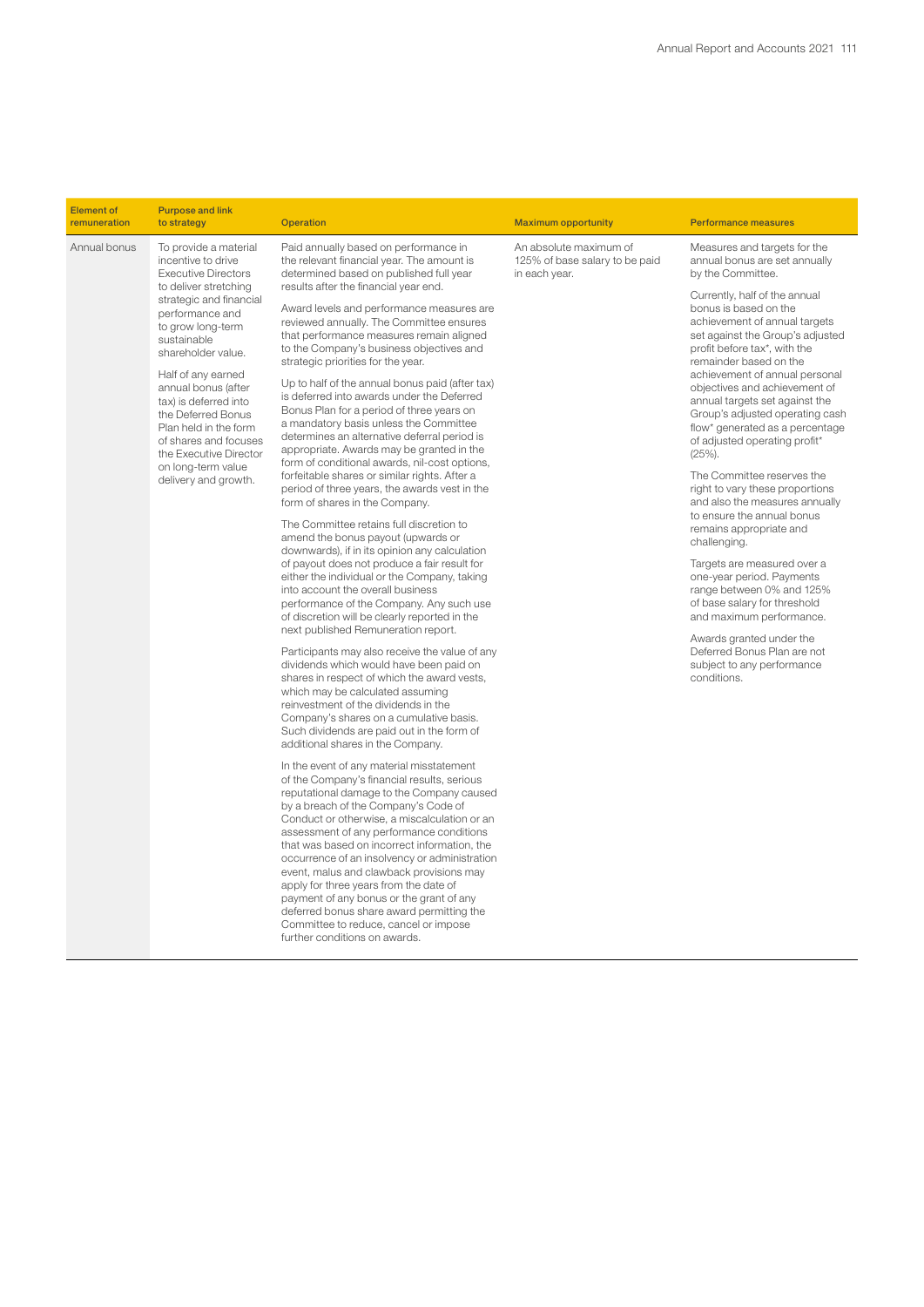| Element of remuneration | Purpose and link to strategy | Operation | Maximum opportunity | Performance measures |
|---|---|---|---|---|
| Annual bonus | To provide a material incentive to drive Executive Directors to deliver stretching strategic and financial performance and to grow long-term sustainable shareholder value.<br><br>Half of any earned annual bonus (after tax) is deferred into the Deferred Bonus Plan held in the form of shares and focuses the Executive Director on long-term value delivery and growth. | Paid annually based on performance in the relevant financial year. The amount is determined based on published full year results after the financial year end.<br><br>Award levels and performance measures are reviewed annually. The Committee ensures that performance measures remain aligned to the Company's business objectives and strategic priorities for the year.<br><br>Up to half of the annual bonus paid (after tax) is deferred into awards under the Deferred Bonus Plan for a period of three years on a mandatory basis unless the Committee determines an alternative deferral period is appropriate. Awards may be granted in the form of conditional awards, nil-cost options, forfeitable shares or similar rights. After a period of three years, the awards vest in the form of shares in the Company.<br><br>The Committee retains full discretion to amend the bonus payout (upwards or downwards), if in its opinion any calculation of payout does not produce a fair result for either the individual or the Company, taking into account the overall business performance of the Company. Any such use of discretion will be clearly reported in the next published Remuneration report.<br><br>Participants may also receive the value of any dividends which would have been paid on shares in respect of which the award vests, which may be calculated assuming reinvestment of the dividends in the Company's shares on a cumulative basis. Such dividends are paid out in the form of additional shares in the Company.<br><br>In the event of any material misstatement of the Company's financial results, serious reputational damage to the Company caused by a breach of the Company's Code of Conduct or otherwise, a miscalculation or an assessment of any performance conditions that was based on incorrect information, the occurrence of an insolvency or administration event, malus and clawback provisions may apply for three years from the date of payment of any bonus or the grant of any deferred bonus share award permitting the Committee to reduce, cancel or impose further conditions on awards. | An absolute maximum of 125% of base salary to be paid in each year. | Measures and targets for the annual bonus are set annually by the Committee.<br><br>Currently, half of the annual bonus is based on the achievement of annual targets set against the Group's adjusted profit before tax*, with the remainder based on the achievement of annual personal objectives and achievement of annual targets set against the Group's adjusted operating cash flow* generated as a percentage of adjusted operating profit* (25%).<br><br>The Committee reserves the right to vary these proportions and also the measures annually to ensure the annual bonus remains appropriate and challenging.<br><br>Targets are measured over a one-year period. Payments range between 0% and 125% of base salary for threshold and maximum performance.<br><br>Awards granted under the Deferred Bonus Plan are not subject to any performance conditions. |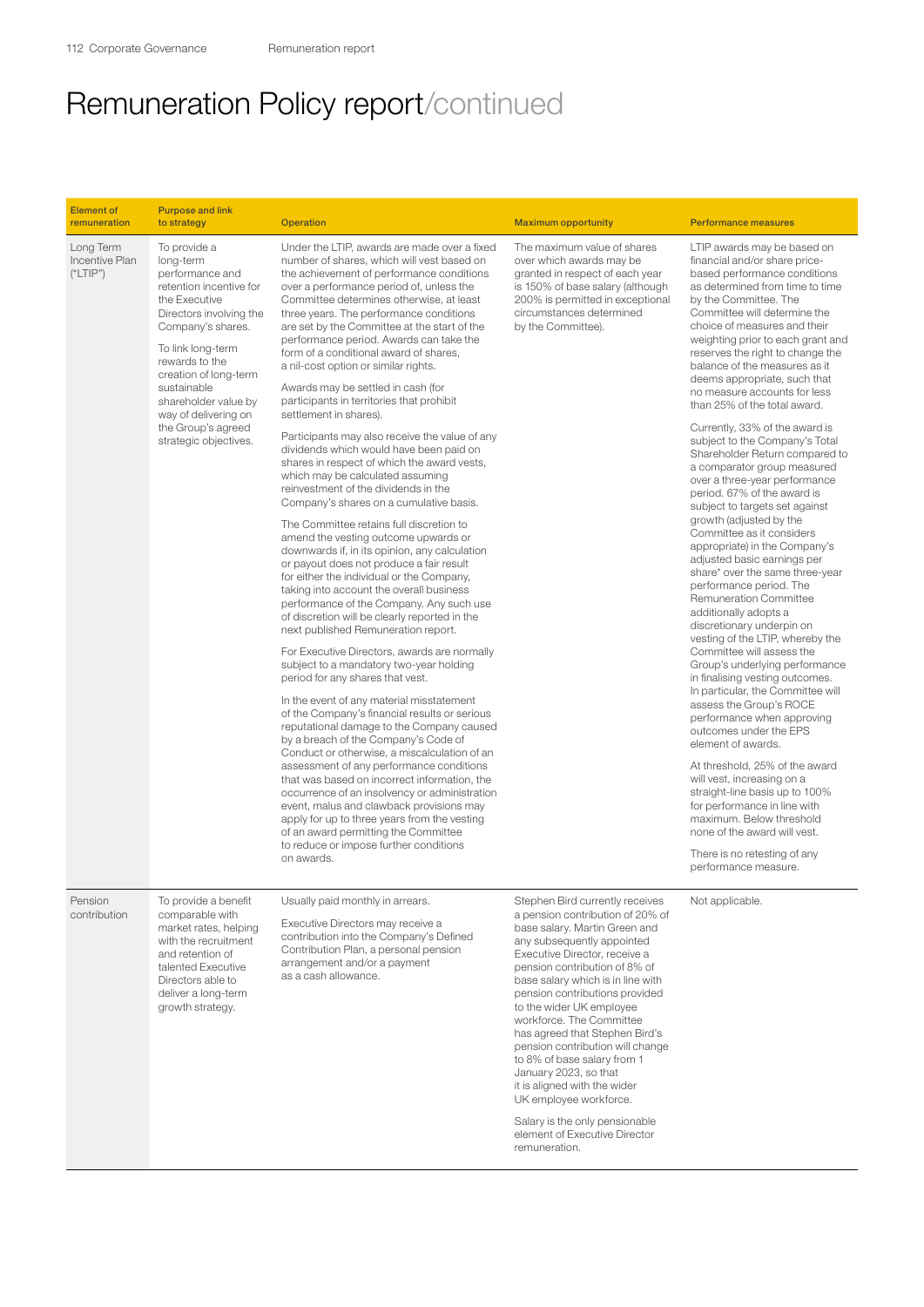# Remuneration Policy report/continued

| Element of remuneration | Purpose and link to strategy | Operation | Maximum opportunity | Performance measures |
|---|---|---|---|---|
| Long Term Incentive Plan ("LTIP") | To provide a long-term performance and retention incentive for the Executive Directors involving the Company's shares.<br><br>To link long-term rewards to the creation of long-term sustainable shareholder value by way of delivering on the Group's agreed strategic objectives. | Under the LTIP, awards are made over a fixed number of shares, which will vest based on the achievement of performance conditions over a performance period of, unless the Committee determines otherwise, at least three years. The performance conditions are set by the Committee at the start of the performance period. Awards can take the form of a conditional award of shares, a nil-cost option or similar rights.<br><br>Awards may be settled in cash (for participants in territories that prohibit settlement in shares).<br><br>Participants may also receive the value of any dividends which would have been paid on shares in respect of which the award vests, which may be calculated assuming reinvestment of the dividends in the Company's shares on a cumulative basis.<br><br>The Committee retains full discretion to amend the vesting outcome upwards or downwards if, in its opinion, any calculation or payout does not produce a fair result for either the individual or the Company, taking into account the overall business performance of the Company. Any such use of discretion will be clearly reported in the next published Remuneration report.<br><br>For Executive Directors, awards are normally subject to a mandatory two-year holding period for any shares that vest.<br><br>In the event of any material misstatement of the Company's financial results or serious reputational damage to the Company caused by a breach of the Company's Code of Conduct or otherwise, a miscalculation of an assessment of any performance conditions that was based on incorrect information, the occurrence of an insolvency or administration event, malus and clawback provisions may apply for up to three years from the vesting of an award permitting the Committee to reduce or impose further conditions on awards. | The maximum value of shares over which awards may be granted in respect of each year is 150% of base salary (although 200% is permitted in exceptional circumstances determined by the Committee). | LTIP awards may be based on financial and/or share price-based performance conditions as determined from time to time by the Committee. The Committee will determine the choice of measures and their weighting prior to each grant and reserves the right to change the balance of the measures as it deems appropriate, such that no measure accounts for less than 25% of the total award.<br><br>Currently, 33% of the award is subject to the Company's Total Shareholder Return compared to a comparator group measured over a three-year performance period. 67% of the award is subject to targets set against growth (adjusted by the Committee as it considers appropriate) in the Company's adjusted basic earnings per share* over the same three-year performance period. The Remuneration Committee additionally adopts a discretionary underpin on vesting of the LTIP, whereby the Committee will assess the Group's underlying performance in finalising vesting outcomes. In particular, the Committee will assess the Group's ROCE performance when approving outcomes under the EPS element of awards.<br><br>At threshold, 25% of the award will vest, increasing on a straight-line basis up to 100% for performance in line with maximum. Below threshold none of the award will vest.<br><br>There is no retesting of any performance measure. |
| Pension contribution | To provide a benefit comparable with market rates, helping with the recruitment and retention of talented Executive Directors able to deliver a long-term growth strategy. | Usually paid monthly in arrears.<br><br>Executive Directors may receive a contribution into the Company's Defined Contribution Plan, a personal pension arrangement and/or a payment as a cash allowance. | Stephen Bird currently receives a pension contribution of 20% of base salary. Martin Green and any subsequently appointed Executive Director, receive a pension contribution of 8% of base salary which is in line with pension contributions provided to the wider UK employee workforce. The Committee has agreed that Stephen Bird's pension contribution will change to 8% of base salary from 1 January 2023, so that it is aligned with the wider UK employee workforce.<br><br>Salary is the only pensionable element of Executive Director remuneration. | Not applicable. |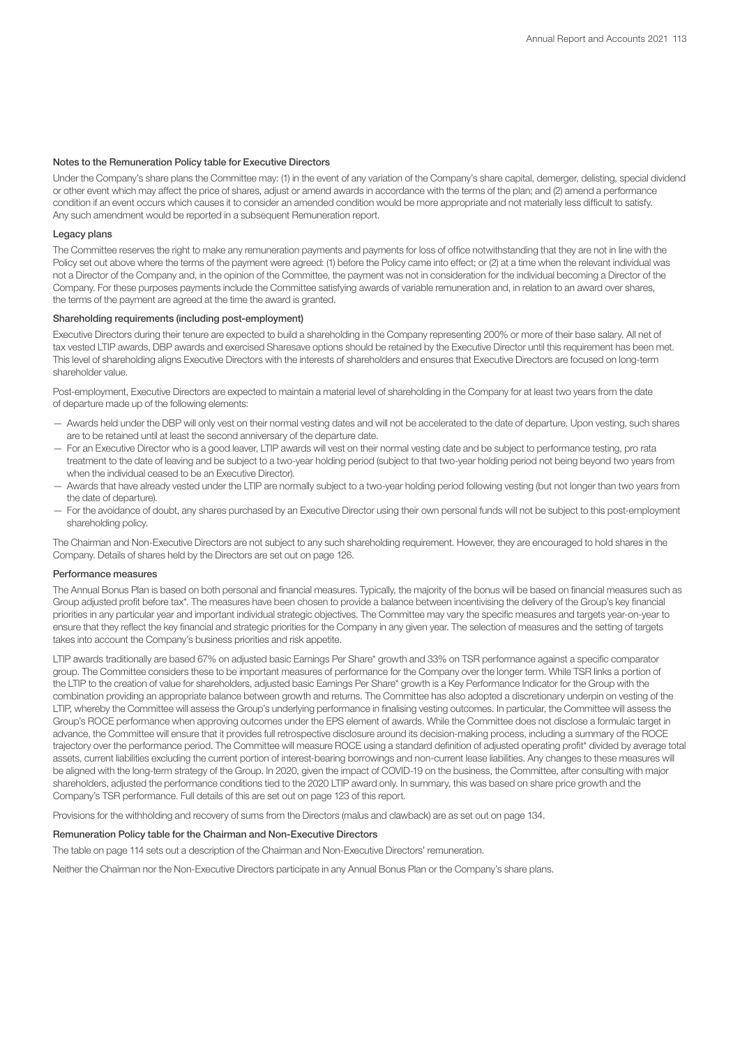#### Notes to the Remuneration Policy table for Executive Directors

Under the Company's share plans the Committee may: (1) in the event of any variation of the Company's share capital, demerger, delisting, special dividend or other event which may affect the price of shares, adjust or amend awards in accordance with the terms of the plan; and (2) amend a performance condition if an event occurs which causes it to consider an amended condition would be more appropriate and not materially less difficult to satisfy. Any such amendment would be reported in a subsequent Remuneration report.

#### Legacy plans

The Committee reserves the right to make any remuneration payments and payments for loss of office notwithstanding that they are not in line with the Policy set out above where the terms of the payment were agreed: (1) before the Policy came into effect; or (2) at a time when the relevant individual was not a Director of the Company and, in the opinion of the Committee, the payment was not in consideration for the individual becoming a Director of the Company. For these purposes payments include the Committee satisfying awards of variable remuneration and, in relation to an award over shares, the terms of the payment are agreed at the time the award is granted.

#### Shareholding requirements (including post-employment)

Executive Directors during their tenure are expected to build a shareholding in the Company representing 200% or more of their base salary. All net of tax vested LTIP awards, DBP awards and exercised Sharesave options should be retained by the Executive Director until this requirement has been met. This level of shareholding aligns Executive Directors with the interests of shareholders and ensures that Executive Directors are focused on long-term shareholder value.

Post-employment, Executive Directors are expected to maintain a material level of shareholding in the Company for at least two years from the date of departure made up of the following elements:

- Awards held under the DBP will only vest on their normal vesting dates and will not be accelerated to the date of departure. Upon vesting, such shares are to be retained until at least the second anniversary of the departure date.
- For an Executive Director who is a good leaver, LTIP awards will vest on their normal vesting date and be subject to performance testing, pro rata treatment to the date of leaving and be subject to a two-year holding period (subject to that two-year holding period not being beyond two years from when the individual ceased to be an Executive Director).
- Awards that have already vested under the LTIP are normally subject to a two-year holding period following vesting (but not longer than two years from the date of departure).
- For the avoidance of doubt, any shares purchased by an Executive Director using their own personal funds will not be subject to this post-employment shareholding policy.

The Chairman and Non-Executive Directors are not subject to any such shareholding requirement. However, they are encouraged to hold shares in the Company. Details of shares held by the Directors are set out on page 126.

#### Performance measures

The Annual Bonus Plan is based on both personal and financial measures. Typically, the majority of the bonus will be based on financial measures such as Group adjusted profit before tax*. The measures have been chosen to provide a balance between incentivising the delivery of the Group's key financial priorities in any particular year and important individual strategic objectives. The Committee may vary the specific measures and targets year-on-year to ensure that they reflect the key financial and strategic priorities for the Company in any given year. The selection of measures and the setting of targets takes into account the Company's business priorities and risk appetite.

LTIP awards traditionally are based 67% on adjusted basic Earnings Per Share* growth and 33% on TSR performance against a specific comparator group. The Committee considers these to be important measures of performance for the Company over the longer term. While TSR links a portion of the LTIP to the creation of value for shareholders, adjusted basic Earnings Per Share* growth is a Key Performance Indicator for the Group with the combination providing an appropriate balance between growth and returns. The Committee has also adopted a discretionary underpin on vesting of the LTIP, whereby the Committee will assess the Group's underlying performance in finalising vesting outcomes. In particular, the Committee will assess the Group's ROCE performance when approving outcomes under the EPS element of awards. While the Committee does not disclose a formulaic target in advance, the Committee will ensure that it provides full retrospective disclosure around its decision-making process, including a summary of the ROCE trajectory over the performance period. The Committee will measure ROCE using a standard definition of adjusted operating profit* divided by average total assets, current liabilities excluding the current portion of interest-bearing borrowings and non-current lease liabilities. Any changes to these measures will be aligned with the long-term strategy of the Group. In 2020, given the impact of COVID-19 on the business, the Committee, after consulting with major shareholders, adjusted the performance conditions tied to the 2020 LTIP award only. In summary, this was based on share price growth and the Company's TSR performance. Full details of this are set out on page 123 of this report.

Provisions for the withholding and recovery of sums from the Directors (malus and clawback) are as set out on page 134.

#### Remuneration Policy table for the Chairman and Non-Executive Directors

The table on page 114 sets out a description of the Chairman and Non-Executive Directors' remuneration.

Neither the Chairman nor the Non-Executive Directors participate in any Annual Bonus Plan or the Company's share plans.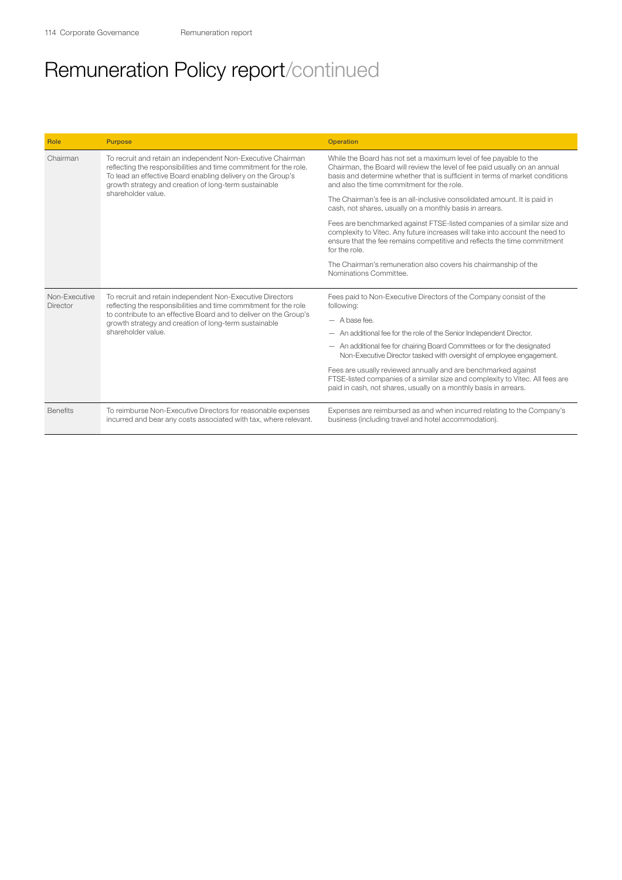# Remuneration Policy report/continued

| Role | Purpose | Operation |
| --- | --- | --- |
| Chairman | To recruit and retain an independent Non-Executive Chairman reflecting the responsibilities and time commitment for the role. To lead an effective Board enabling delivery on the Group's growth strategy and creation of long-term sustainable shareholder value. | While the Board has not set a maximum level of fee payable to the Chairman, the Board will review the level of fee paid usually on an annual basis and determine whether that is sufficient in terms of market conditions and also the time commitment for the role.<br><br>The Chairman's fee is an all-inclusive consolidated amount. It is paid in cash, not shares, usually on a monthly basis in arrears.<br><br>Fees are benchmarked against FTSE-listed companies of a similar size and complexity to Vitec. Any future increases will take into account the need to ensure that the fee remains competitive and reflects the time commitment for the role.<br><br>The Chairman's remuneration also covers his chairmanship of the Nominations Committee. |
| Non-Executive Director | To recruit and retain independent Non-Executive Directors reflecting the responsibilities and time commitment for the role to contribute to an effective Board and to deliver on the Group's growth strategy and creation of long-term sustainable shareholder value. | Fees paid to Non-Executive Directors of the Company consist of the following:<br>— A base fee.<br>— An additional fee for the role of the Senior Independent Director.<br>— An additional fee for chairing Board Committees or for the designated Non-Executive Director tasked with oversight of employee engagement.<br><br>Fees are usually reviewed annually and are benchmarked against FTSE-listed companies of a similar size and complexity to Vitec. All fees are paid in cash, not shares, usually on a monthly basis in arrears. |
| Benefits | To reimburse Non-Executive Directors for reasonable expenses incurred and bear any costs associated with tax, where relevant. | Expenses are reimbursed as and when incurred relating to the Company's business (including travel and hotel accommodation). |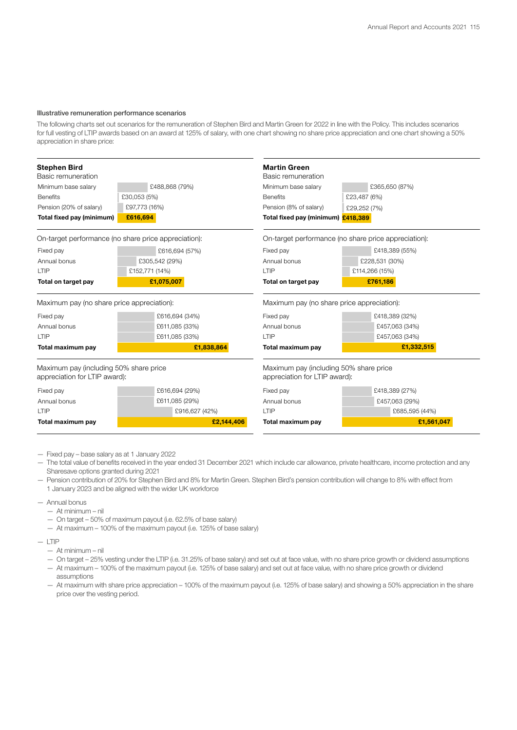### Illustrative remuneration performance scenarios

The following charts set out scenarios for the remuneration of Stephen Bird and Martin Green for 2022 in line with the Policy. This includes scenarios for full vesting of LTIP awards based on an award at 125% of salary, with one chart showing no share price appreciation and one chart showing a 50% appreciation in share price:

#### Stephen Bird

**Basic remuneration**

| | |
|---|---|
| Minimum base salary | £488,868 (79%) |
| Benefits | £30,053 (5%) |
| Pension (20% of salary) | £97,773 (16%) |
| **Total fixed pay (minimum)** | **£616,694** |

**On-target performance (no share price appreciation):**

| | |
|---|---|
| Fixed pay | £616,694 (57%) |
| Annual bonus | £305,542 (29%) |
| LTIP | £152,771 (14%) |
| **Total on target pay** | **£1,075,007** |

**Maximum pay (no share price appreciation):**

| | |
|---|---|
| Fixed pay | £616,694 (34%) |
| Annual bonus | £611,085 (33%) |
| LTIP | £611,085 (33%) |
| **Total maximum pay** | **£1,838,864** |

**Maximum pay (including 50% share price appreciation for LTIP award):**

| | |
|---|---|
| Fixed pay | £616,694 (29%) |
| Annual bonus | £611,085 (29%) |
| LTIP | £916,627 (42%) |
| **Total maximum pay** | **£2,144,406** |

#### Martin Green

**Basic remuneration**

| | |
|---|---|
| Minimum base salary | £365,650 (87%) |
| Benefits | £23,487 (6%) |
| Pension (8% of salary) | £29,252 (7%) |
| **Total fixed pay (minimum)** | **£418,389** |

**On-target performance (no share price appreciation):**

| | |
|---|---|
| Fixed pay | £418,389 (55%) |
| Annual bonus | £228,531 (30%) |
| LTIP | £114,266 (15%) |
| **Total on target pay** | **£761,186** |

**Maximum pay (no share price appreciation):**

| | |
|---|---|
| Fixed pay | £418,389 (32%) |
| Annual bonus | £457,063 (34%) |
| LTIP | £457,063 (34%) |
| **Total maximum pay** | **£1,332,515** |

**Maximum pay (including 50% share price appreciation for LTIP award):**

| | |
|---|---|
| Fixed pay | £418,389 (27%) |
| Annual bonus | £457,063 (29%) |
| LTIP | £685,595 (44%) |
| **Total maximum pay** | **£1,561,047** |

- Fixed pay – base salary as at 1 January 2022
- The total value of benefits received in the year ended 31 December 2021 which include car allowance, private healthcare, income protection and any Sharesave options granted during 2021
- Pension contribution of 20% for Stephen Bird and 8% for Martin Green. Stephen Bird's pension contribution will change to 8% with effect from 1 January 2023 and be aligned with the wider UK workforce
- Annual bonus
  - At minimum – nil
  - On target – 50% of maximum payout (i.e. 62.5% of base salary)
  - At maximum – 100% of the maximum payout (i.e. 125% of base salary)
- LTIP
  - At minimum – nil
  - On target – 25% vesting under the LTIP (i.e. 31.25% of base salary) and set out at face value, with no share price growth or dividend assumptions
  - At maximum – 100% of the maximum payout (i.e. 125% of base salary) and set out at face value, with no share price growth or dividend assumptions
  - At maximum with share price appreciation – 100% of the maximum payout (i.e. 125% of base salary) and showing a 50% appreciation in the share price over the vesting period.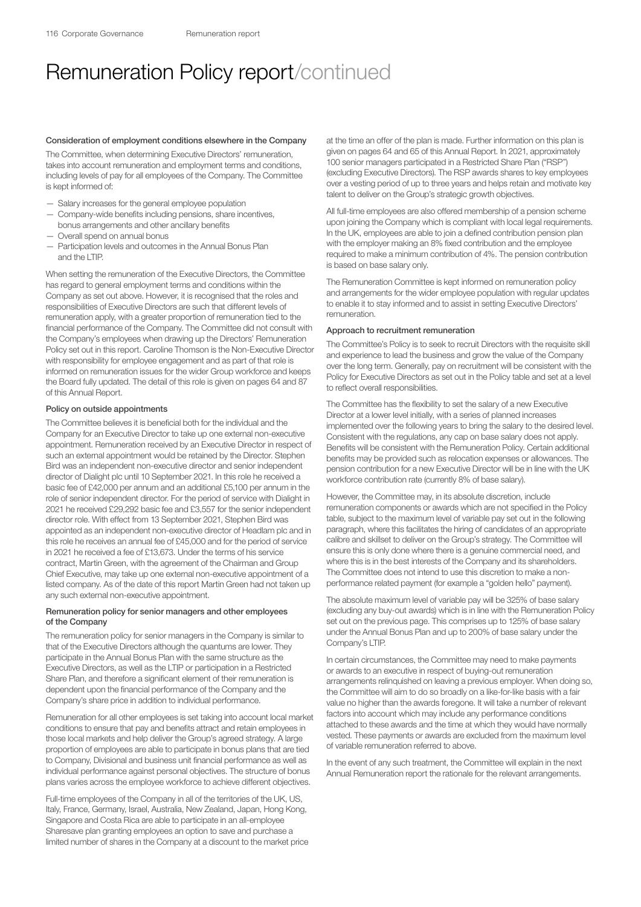# Remuneration Policy report/continued

#### Consideration of employment conditions elsewhere in the Company

The Committee, when determining Executive Directors' remuneration, takes into account remuneration and employment terms and conditions, including levels of pay for all employees of the Company. The Committee is kept informed of:

- Salary increases for the general employee population
- Company-wide benefits including pensions, share incentives, bonus arrangements and other ancillary benefits
- Overall spend on annual bonus
- Participation levels and outcomes in the Annual Bonus Plan and the LTIP.

When setting the remuneration of the Executive Directors, the Committee has regard to general employment terms and conditions within the Company as set out above. However, it is recognised that the roles and responsibilities of Executive Directors are such that different levels of remuneration apply, with a greater proportion of remuneration tied to the financial performance of the Company. The Committee did not consult with the Company's employees when drawing up the Directors' Remuneration Policy set out in this report. Caroline Thomson is the Non-Executive Director with responsibility for employee engagement and as part of that role is informed on remuneration issues for the wider Group workforce and keeps the Board fully updated. The detail of this role is given on pages 64 and 87 of this Annual Report.

#### Policy on outside appointments

The Committee believes it is beneficial both for the individual and the Company for an Executive Director to take up one external non-executive appointment. Remuneration received by an Executive Director in respect of such an external appointment would be retained by the Director. Stephen Bird was an independent non-executive director and senior independent director of Dialight plc until 10 September 2021. In this role he received a basic fee of £42,000 per annum and an additional £5,100 per annum in the role of senior independent director. For the period of service with Dialight in 2021 he received £29,292 basic fee and £3,557 for the senior independent director role. With effect from 13 September 2021, Stephen Bird was appointed as an independent non-executive director of Headlam plc and in this role he receives an annual fee of £45,000 and for the period of service in 2021 he received a fee of £13,673. Under the terms of his service contract, Martin Green, with the agreement of the Chairman and Group Chief Executive, may take up one external non-executive appointment of a listed company. As of the date of this report Martin Green had not taken up any such external non-executive appointment.

#### Remuneration policy for senior managers and other employees of the Company

The remuneration policy for senior managers in the Company is similar to that of the Executive Directors although the quantums are lower. They participate in the Annual Bonus Plan with the same structure as the Executive Directors, as well as the LTIP or participation in a Restricted Share Plan, and therefore a significant element of their remuneration is dependent upon the financial performance of the Company and the Company's share price in addition to individual performance.

Remuneration for all other employees is set taking into account local market conditions to ensure that pay and benefits attract and retain employees in those local markets and help deliver the Group's agreed strategy. A large proportion of employees are able to participate in bonus plans that are tied to Company, Divisional and business unit financial performance as well as individual performance against personal objectives. The structure of bonus plans varies across the employee workforce to achieve different objectives.

Full-time employees of the Company in all of the territories of the UK, US, Italy, France, Germany, Israel, Australia, New Zealand, Japan, Hong Kong, Singapore and Costa Rica are able to participate in an all-employee Sharesave plan granting employees an option to save and purchase a limited number of shares in the Company at a discount to the market price at the time an offer of the plan is made. Further information on this plan is given on pages 64 and 65 of this Annual Report. In 2021, approximately 100 senior managers participated in a Restricted Share Plan ("RSP") (excluding Executive Directors). The RSP awards shares to key employees over a vesting period of up to three years and helps retain and motivate key talent to deliver on the Group's strategic growth objectives.

All full-time employees are also offered membership of a pension scheme upon joining the Company which is compliant with local legal requirements. In the UK, employees are able to join a defined contribution pension plan with the employer making an 8% fixed contribution and the employee required to make a minimum contribution of 4%. The pension contribution is based on base salary only.

The Remuneration Committee is kept informed on remuneration policy and arrangements for the wider employee population with regular updates to enable it to stay informed and to assist in setting Executive Directors' remuneration.

#### Approach to recruitment remuneration

The Committee's Policy is to seek to recruit Directors with the requisite skill and experience to lead the business and grow the value of the Company over the long term. Generally, pay on recruitment will be consistent with the Policy for Executive Directors as set out in the Policy table and set at a level to reflect overall responsibilities.

The Committee has the flexibility to set the salary of a new Executive Director at a lower level initially, with a series of planned increases implemented over the following years to bring the salary to the desired level. Consistent with the regulations, any cap on base salary does not apply. Benefits will be consistent with the Remuneration Policy. Certain additional benefits may be provided such as relocation expenses or allowances. The pension contribution for a new Executive Director will be in line with the UK workforce contribution rate (currently 8% of base salary).

However, the Committee may, in its absolute discretion, include remuneration components or awards which are not specified in the Policy table, subject to the maximum level of variable pay set out in the following paragraph, where this facilitates the hiring of candidates of an appropriate calibre and skillset to deliver on the Group's strategy. The Committee will ensure this is only done where there is a genuine commercial need, and where this is in the best interests of the Company and its shareholders. The Committee does not intend to use this discretion to make a non-performance related payment (for example a "golden hello" payment).

The absolute maximum level of variable pay will be 325% of base salary (excluding any buy-out awards) which is in line with the Remuneration Policy set out on the previous page. This comprises up to 125% of base salary under the Annual Bonus Plan and up to 200% of base salary under the Company's LTIP.

In certain circumstances, the Committee may need to make payments or awards to an executive in respect of buying-out remuneration arrangements relinquished on leaving a previous employer. When doing so, the Committee will aim to do so broadly on a like-for-like basis with a fair value no higher than the awards foregone. It will take a number of relevant factors into account which may include any performance conditions attached to these awards and the time at which they would have normally vested. These payments or awards are excluded from the maximum level of variable remuneration referred to above.

In the event of any such treatment, the Committee will explain in the next Annual Remuneration report the rationale for the relevant arrangements.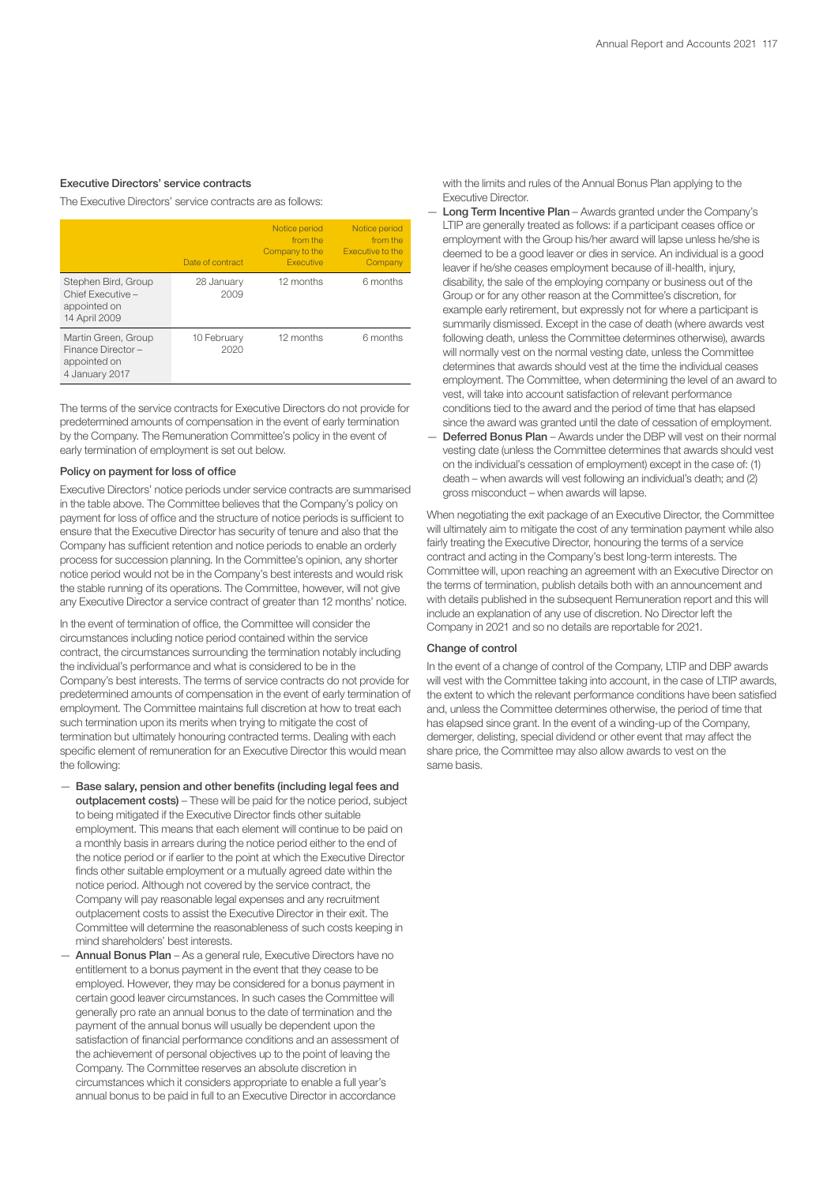### Executive Directors' service contracts

The Executive Directors' service contracts are as follows:

| | Date of contract | Notice period from the Company to the Executive | Notice period from the Executive to the Company |
|---|---|---|---|
| Stephen Bird, Group Chief Executive – appointed on 14 April 2009 | 28 January 2009 | 12 months | 6 months |
| Martin Green, Group Finance Director – appointed on 4 January 2017 | 10 February 2020 | 12 months | 6 months |

The terms of the service contracts for Executive Directors do not provide for predetermined amounts of compensation in the event of early termination by the Company. The Remuneration Committee's policy in the event of early termination of employment is set out below.

#### Policy on payment for loss of office

Executive Directors' notice periods under service contracts are summarised in the table above. The Committee believes that the Company's policy on payment for loss of office and the structure of notice periods is sufficient to ensure that the Executive Director has security of tenure and also that the Company has sufficient retention and notice periods to enable an orderly process for succession planning. In the Committee's opinion, any shorter notice period would not be in the Company's best interests and would risk the stable running of its operations. The Committee, however, will not give any Executive Director a service contract of greater than 12 months' notice.

In the event of termination of office, the Committee will consider the circumstances including notice period contained within the service contract, the circumstances surrounding the termination notably including the individual's performance and what is considered to be in the Company's best interests. The terms of service contracts do not provide for predetermined amounts of compensation in the event of early termination of employment. The Committee maintains full discretion at how to treat each such termination upon its merits when trying to mitigate the cost of termination but ultimately honouring contracted terms. Dealing with each specific element of remuneration for an Executive Director this would mean the following:

- **Base salary, pension and other benefits (including legal fees and outplacement costs)** – These will be paid for the notice period, subject to being mitigated if the Executive Director finds other suitable employment. This means that each element will continue to be paid on a monthly basis in arrears during the notice period either to the end of the notice period or if earlier to the point at which the Executive Director finds other suitable employment or a mutually agreed date within the notice period. Although not covered by the service contract, the Company will pay reasonable legal expenses and any recruitment outplacement costs to assist the Executive Director in their exit. The Committee will determine the reasonableness of such costs keeping in mind shareholders' best interests.
- **Annual Bonus Plan** – As a general rule, Executive Directors have no entitlement to a bonus payment in the event that they cease to be employed. However, they may be considered for a bonus payment in certain good leaver circumstances. In such cases the Committee will generally pro rate an annual bonus to the date of termination and the payment of the annual bonus will usually be dependent upon the satisfaction of financial performance conditions and an assessment of the achievement of personal objectives up to the point of leaving the Company. The Committee reserves an absolute discretion in circumstances which it considers appropriate to enable a full year's annual bonus to be paid in full to an Executive Director in accordance with the limits and rules of the Annual Bonus Plan applying to the Executive Director.
- **Long Term Incentive Plan** – Awards granted under the Company's LTIP are generally treated as follows: if a participant ceases office or employment with the Group his/her award will lapse unless he/she is deemed to be a good leaver or dies in service. An individual is a good leaver if he/she ceases employment because of ill-health, injury, disability, the sale of the employing company or business out of the Group or for any other reason at the Committee's discretion, for example early retirement, but expressly not for where a participant is summarily dismissed. Except in the case of death (where awards vest following death, unless the Committee determines otherwise), awards will normally vest on the normal vesting date, unless the Committee determines that awards should vest at the time the individual ceases employment. The Committee, when determining the level of an award to vest, will take into account satisfaction of relevant performance conditions tied to the award and the period of time that has elapsed since the award was granted until the date of cessation of employment.
- **Deferred Bonus Plan** – Awards under the DBP will vest on their normal vesting date (unless the Committee determines that awards should vest on the individual's cessation of employment) except in the case of: (1) death – when awards will vest following an individual's death; and (2) gross misconduct – when awards will lapse.

When negotiating the exit package of an Executive Director, the Committee will ultimately aim to mitigate the cost of any termination payment while also fairly treating the Executive Director, honouring the terms of a service contract and acting in the Company's best long-term interests. The Committee will, upon reaching an agreement with an Executive Director on the terms of termination, publish details both with an announcement and with details published in the subsequent Remuneration report and this will include an explanation of any use of discretion. No Director left the Company in 2021 and so no details are reportable for 2021.

#### Change of control

In the event of a change of control of the Company, LTIP and DBP awards will vest with the Committee taking into account, in the case of LTIP awards, the extent to which the relevant performance conditions have been satisfied and, unless the Committee determines otherwise, the period of time that has elapsed since grant. In the event of a winding-up of the Company, demerger, delisting, special dividend or other event that may affect the share price, the Committee may also allow awards to vest on the same basis.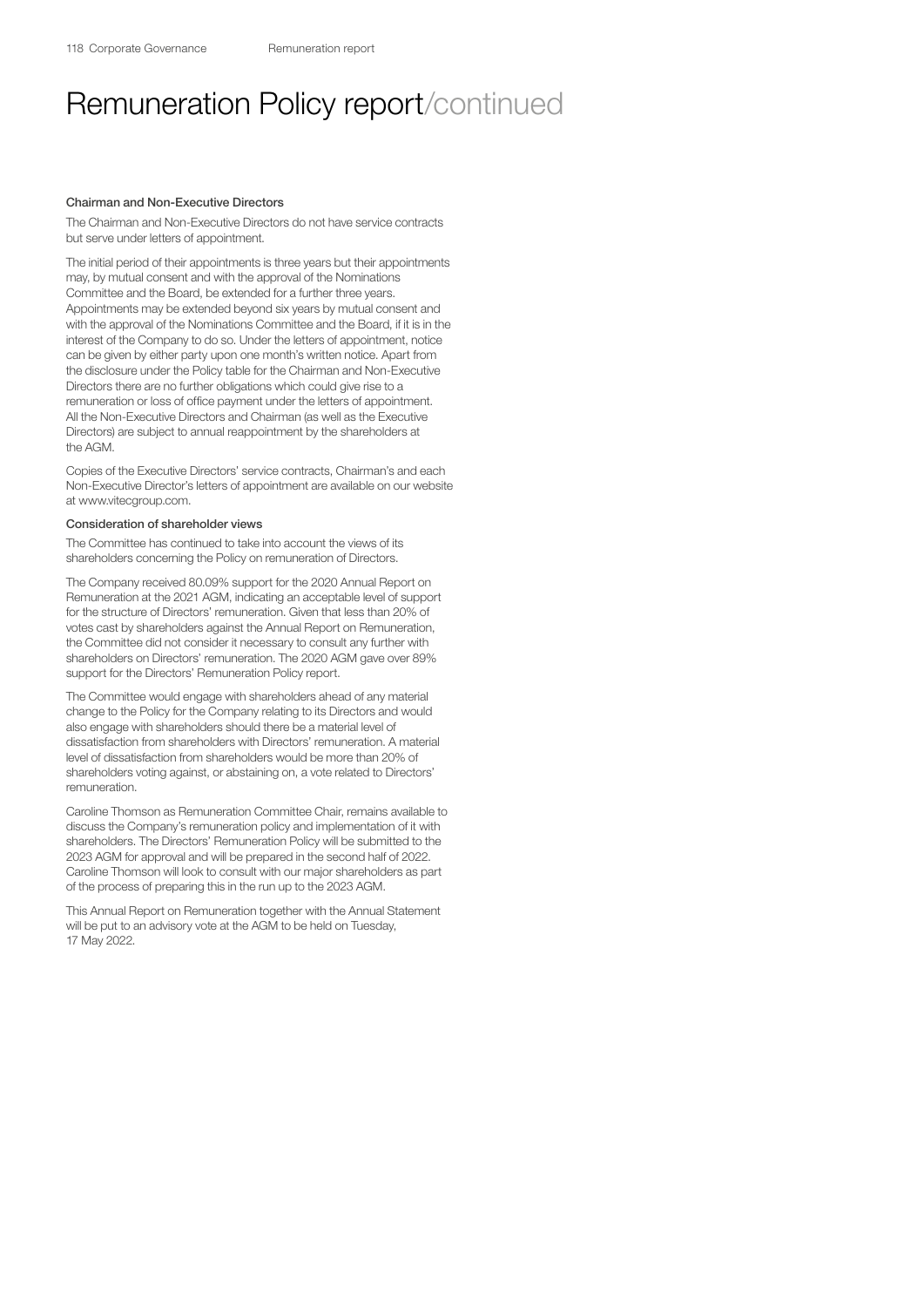# Remuneration Policy report/continued

### Chairman and Non-Executive Directors

The Chairman and Non-Executive Directors do not have service contracts but serve under letters of appointment.

The initial period of their appointments is three years but their appointments may, by mutual consent and with the approval of the Nominations Committee and the Board, be extended for a further three years. Appointments may be extended beyond six years by mutual consent and with the approval of the Nominations Committee and the Board, if it is in the interest of the Company to do so. Under the letters of appointment, notice can be given by either party upon one month's written notice. Apart from the disclosure under the Policy table for the Chairman and Non-Executive Directors there are no further obligations which could give rise to a remuneration or loss of office payment under the letters of appointment. All the Non-Executive Directors and Chairman (as well as the Executive Directors) are subject to annual reappointment by the shareholders at the AGM.

Copies of the Executive Directors' service contracts, Chairman's and each Non-Executive Director's letters of appointment are available on our website at www.vitecgroup.com.

### Consideration of shareholder views

The Committee has continued to take into account the views of its shareholders concerning the Policy on remuneration of Directors.

The Company received 80.09% support for the 2020 Annual Report on Remuneration at the 2021 AGM, indicating an acceptable level of support for the structure of Directors' remuneration. Given that less than 20% of votes cast by shareholders against the Annual Report on Remuneration, the Committee did not consider it necessary to consult any further with shareholders on Directors' remuneration. The 2020 AGM gave over 89% support for the Directors' Remuneration Policy report.

The Committee would engage with shareholders ahead of any material change to the Policy for the Company relating to its Directors and would also engage with shareholders should there be a material level of dissatisfaction from shareholders with Directors' remuneration. A material level of dissatisfaction from shareholders would be more than 20% of shareholders voting against, or abstaining on, a vote related to Directors' remuneration.

Caroline Thomson as Remuneration Committee Chair, remains available to discuss the Company's remuneration policy and implementation of it with shareholders. The Directors' Remuneration Policy will be submitted to the 2023 AGM for approval and will be prepared in the second half of 2022. Caroline Thomson will look to consult with our major shareholders as part of the process of preparing this in the run up to the 2023 AGM.

This Annual Report on Remuneration together with the Annual Statement will be put to an advisory vote at the AGM to be held on Tuesday, 17 May 2022.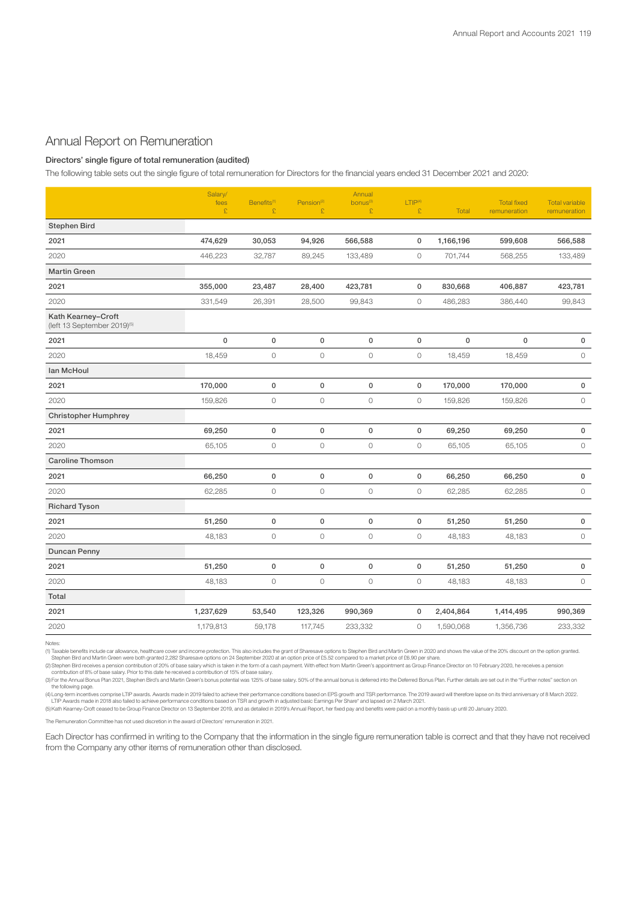# Annual Report on Remuneration

### Directors' single figure of total remuneration (audited)

The following table sets out the single figure of total remuneration for Directors for the financial years ended 31 December 2021 and 2020:

| | Salary/ fees £ | Benefits[1] £ | Pension[2] £ | Annual bonus[3] £ | LTIP[4] £ | Total | Total fixed remuneration | Total variable remuneration |
|---|---|---|---|---|---|---|---|---|
| **Stephen Bird** | | | | | | | | |
| **2021** | **474,629** | **30,053** | **94,926** | **566,588** | **0** | **1,166,196** | **599,608** | **566,588** |
| 2020 | 446,223 | 32,787 | 89,245 | 133,489 | 0 | 701,744 | 568,255 | 133,489 |
| **Martin Green** | | | | | | | | |
| **2021** | **355,000** | **23,487** | **28,400** | **423,781** | **0** | **830,668** | **406,887** | **423,781** |
| 2020 | 331,549 | 26,391 | 28,500 | 99,843 | 0 | 486,283 | 386,440 | 99,843 |
| **Kath Kearney-Croft** (left 13 September 2019)[5] | | | | | | | | |
| **2021** | **0** | **0** | **0** | **0** | **0** | **0** | **0** | **0** |
| 2020 | 18,459 | 0 | 0 | 0 | 0 | 18,459 | 18,459 | 0 |
| **Ian McHoul** | | | | | | | | |
| **2021** | **170,000** | **0** | **0** | **0** | **0** | **170,000** | **170,000** | **0** |
| 2020 | 159,826 | 0 | 0 | 0 | 0 | 159,826 | 159,826 | 0 |
| **Christopher Humphrey** | | | | | | | | |
| **2021** | **69,250** | **0** | **0** | **0** | **0** | **69,250** | **69,250** | **0** |
| 2020 | 65,105 | 0 | 0 | 0 | 0 | 65,105 | 65,105 | 0 |
| **Caroline Thomson** | | | | | | | | |
| **2021** | **66,250** | **0** | **0** | **0** | **0** | **66,250** | **66,250** | **0** |
| 2020 | 62,285 | 0 | 0 | 0 | 0 | 62,285 | 62,285 | 0 |
| **Richard Tyson** | | | | | | | | |
| **2021** | **51,250** | **0** | **0** | **0** | **0** | **51,250** | **51,250** | **0** |
| 2020 | 48,183 | 0 | 0 | 0 | 0 | 48,183 | 48,183 | 0 |
| **Duncan Penny** | | | | | | | | |
| **2021** | **51,250** | **0** | **0** | **0** | **0** | **51,250** | **51,250** | **0** |
| 2020 | 48,183 | 0 | 0 | 0 | 0 | 48,183 | 48,183 | 0 |
| **Total** | | | | | | | | |
| **2021** | **1,237,629** | **53,540** | **123,326** | **990,369** | **0** | **2,404,864** | **1,414,495** | **990,369** |
| 2020 | 1,179,813 | 59,178 | 117,745 | 233,332 | 0 | 1,590,068 | 1,356,736 | 233,332 |

Notes:

(1) Taxable benefits include car allowance, healthcare cover and income protection. This also includes the grant of Sharesave options to Stephen Bird and Martin Green in 2020 and shows the value of the 20% discount on the option granted. Stephen Bird and Martin Green were both granted 2,282 Sharesave options on 24 September 2020 at an option price of £5.52 compared to a market price of £6.90 per share.

(2) Stephen Bird receives a pension contribution of 20% of base salary which is taken in the form of a cash payment. With effect from Martin Green's appointment as Group Finance Director on 10 February 2020, he receives a pension contribution of 8% of base salary. Prior to this date he received a contribution of 15% of base salary.

(3) For the Annual Bonus Plan 2021, Stephen Bird's and Martin Green's bonus potential was 125% of base salary. 50% of the annual bonus is deferred into the Deferred Bonus Plan. Further details are set out in the "Further notes" section on the following page.

(4) Long-term incentives comprise LTIP awards. Awards made in 2019 failed to achieve their performance conditions based on EPS growth and TSR performance. The 2019 award will therefore lapse on its third anniversary of 8 March 2022. LTIP Awards made in 2018 also failed to achieve performance conditions based on TSR and growth in adjusted basic Earnings Per Share* and lapsed on 2 March 2021.

(5) Kath Kearney-Croft ceased to be Group Finance Director on 13 September 2019, and as detailed in 2019's Annual Report, her fixed pay and benefits were paid on a monthly basis up until 20 January 2020.

The Remuneration Committee has not used discretion in the award of Directors' remuneration in 2021.

Each Director has confirmed in writing to the Company that the information in the single figure remuneration table is correct and that they have not received from the Company any other items of remuneration other than disclosed.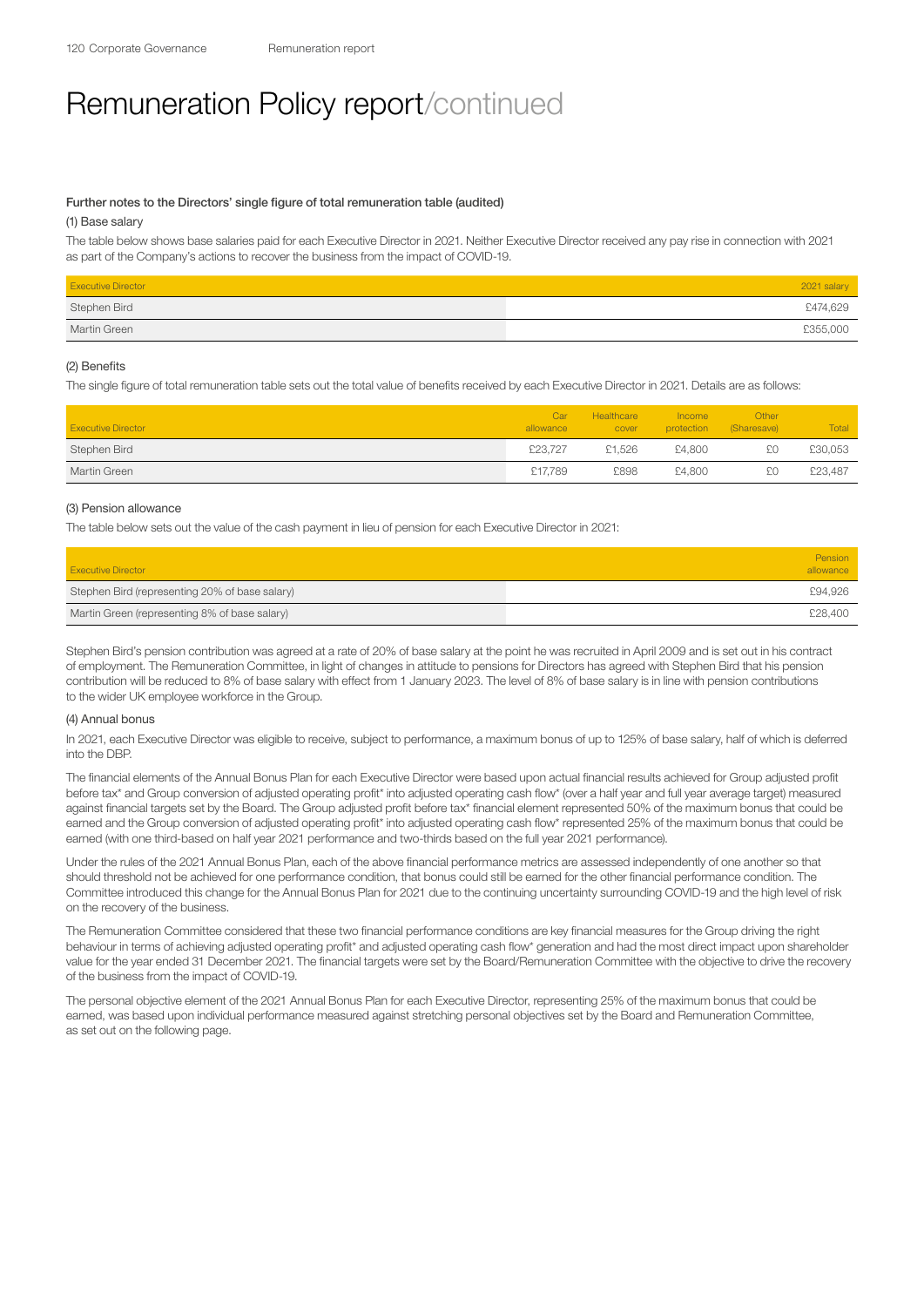# Remuneration Policy report/continued

### Further notes to the Directors' single figure of total remuneration table (audited)

#### (1) Base salary

The table below shows base salaries paid for each Executive Director in 2021. Neither Executive Director received any pay rise in connection with 2021 as part of the Company's actions to recover the business from the impact of COVID-19.

| Executive Director | 2021 salary |
|---|---|
| Stephen Bird | £474,629 |
| Martin Green | £355,000 |

#### (2) Benefits

The single figure of total remuneration table sets out the total value of benefits received by each Executive Director in 2021. Details are as follows:

| Executive Director | Car allowance | Healthcare cover | Income protection | Other (Sharesave) | Total |
|---|---|---|---|---|---|
| Stephen Bird | £23,727 | £1,526 | £4,800 | £0 | £30,053 |
| Martin Green | £17,789 | £898 | £4,800 | £0 | £23,487 |

#### (3) Pension allowance

The table below sets out the value of the cash payment in lieu of pension for each Executive Director in 2021:

| Executive Director | Pension allowance |
|---|---|
| Stephen Bird (representing 20% of base salary) | £94,926 |
| Martin Green (representing 8% of base salary) | £28,400 |

Stephen Bird's pension contribution was agreed at a rate of 20% of base salary at the point he was recruited in April 2009 and is set out in his contract of employment. The Remuneration Committee, in light of changes in attitude to pensions for Directors has agreed with Stephen Bird that his pension contribution will be reduced to 8% of base salary with effect from 1 January 2023. The level of 8% of base salary is in line with pension contributions to the wider UK employee workforce in the Group.

#### (4) Annual bonus

In 2021, each Executive Director was eligible to receive, subject to performance, a maximum bonus of up to 125% of base salary, half of which is deferred into the DBP.

The financial elements of the Annual Bonus Plan for each Executive Director were based upon actual financial results achieved for Group adjusted profit before tax* and Group conversion of adjusted operating profit* into adjusted operating cash flow* (over a half year and full year average target) measured against financial targets set by the Board. The Group adjusted profit before tax* financial element represented 50% of the maximum bonus that could be earned and the Group conversion of adjusted operating profit* into adjusted operating cash flow* represented 25% of the maximum bonus that could be earned (with one third-based on half year 2021 performance and two-thirds based on the full year 2021 performance).

Under the rules of the 2021 Annual Bonus Plan, each of the above financial performance metrics are assessed independently of one another so that should threshold not be achieved for one performance condition, that bonus could still be earned for the other financial performance condition. The Committee introduced this change for the Annual Bonus Plan for 2021 due to the continuing uncertainty surrounding COVID-19 and the high level of risk on the recovery of the business.

The Remuneration Committee considered that these two financial performance conditions are key financial measures for the Group driving the right behaviour in terms of achieving adjusted operating profit* and adjusted operating cash flow* generation and had the most direct impact upon shareholder value for the year ended 31 December 2021. The financial targets were set by the Board/Remuneration Committee with the objective to drive the recovery of the business from the impact of COVID-19.

The personal objective element of the 2021 Annual Bonus Plan for each Executive Director, representing 25% of the maximum bonus that could be earned, was based upon individual performance measured against stretching personal objectives set by the Board and Remuneration Committee, as set out on the following page.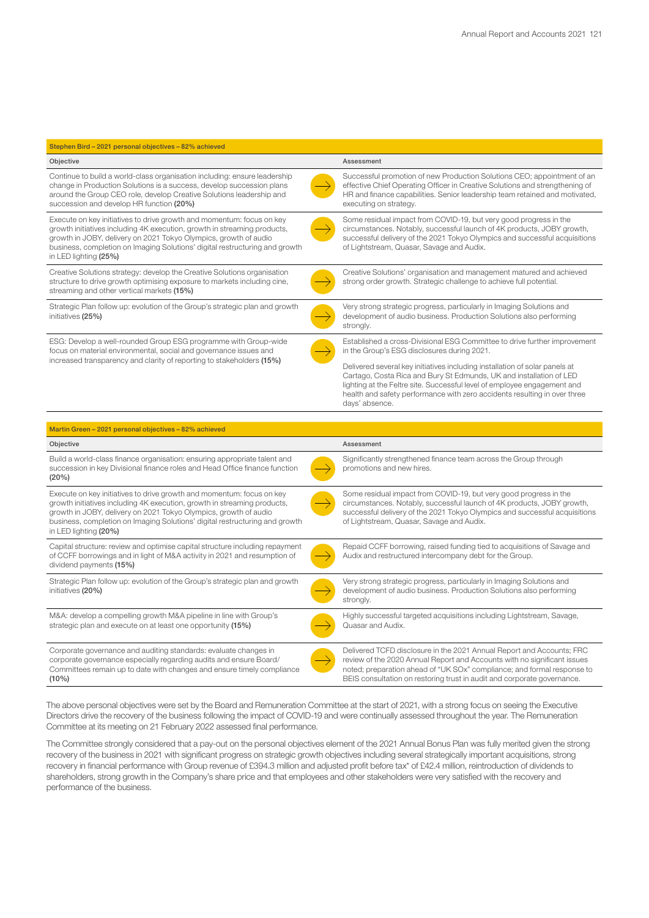**Stephen Bird – 2021 personal objectives – 82% achieved**

| Objective | Assessment |
|---|---|
| Continue to build a world-class organisation including: ensure leadership change in Production Solutions is a success, develop succession plans around the Group CEO role, develop Creative Solutions leadership and succession and develop HR function **(20%)** | Successful promotion of new Production Solutions CEO; appointment of an effective Chief Operating Officer in Creative Solutions and strengthening of HR and finance capabilities. Senior leadership team retained and motivated, executing on strategy. |
| Execute on key initiatives to drive growth and momentum: focus on key growth initiatives including 4K execution, growth in streaming products, growth in JOBY, delivery on 2021 Tokyo Olympics, growth of audio business, completion on Imaging Solutions' digital restructuring and growth in LED lighting **(25%)** | Some residual impact from COVID-19, but very good progress in the circumstances. Notably, successful launch of 4K products, JOBY growth, successful delivery of the 2021 Tokyo Olympics and successful acquisitions of Lightstream, Quasar, Savage and Audix. |
| Creative Solutions strategy: develop the Creative Solutions organisation structure to drive growth optimising exposure to markets including cine, streaming and other vertical markets **(15%)** | Creative Solutions' organisation and management matured and achieved strong order growth. Strategic challenge to achieve full potential. |
| Strategic Plan follow up: evolution of the Group's strategic plan and growth initiatives **(25%)** | Very strong strategic progress, particularly in Imaging Solutions and development of audio business. Production Solutions also performing strongly. |
| ESG: Develop a well-rounded Group ESG programme with Group-wide focus on material environmental, social and governance issues and increased transparency and clarity of reporting to stakeholders **(15%)** | Established a cross-Divisional ESG Committee to drive further improvement in the Group's ESG disclosures during 2021.<br><br>Delivered several key initiatives including installation of solar panels at Cartago, Costa Rica and Bury St Edmunds, UK and installation of LED lighting at the Feltre site. Successful level of employee engagement and health and safety performance with zero accidents resulting in over three days' absence. |

**Martin Green – 2021 personal objectives – 82% achieved**

| Objective | Assessment |
|---|---|
| Build a world-class finance organisation: ensuring appropriate talent and succession in key Divisional finance roles and Head Office finance function **(20%)** | Significantly strengthened finance team across the Group through promotions and new hires. |
| Execute on key initiatives to drive growth and momentum: focus on key growth initiatives including 4K execution, growth in streaming products, growth in JOBY, delivery on 2021 Tokyo Olympics, growth of audio business, completion on Imaging Solutions' digital restructuring and growth in LED lighting **(20%)** | Some residual impact from COVID-19, but very good progress in the circumstances. Notably, successful launch of 4K products, JOBY growth, successful delivery of the 2021 Tokyo Olympics and successful acquisitions of Lightstream, Quasar, Savage and Audix. |
| Capital structure: review and optimise capital structure including repayment of CCFF borrowings and in light of M&A activity in 2021 and resumption of dividend payments **(15%)** | Repaid CCFF borrowing, raised funding tied to acquisitions of Savage and Audix and restructured intercompany debt for the Group. |
| Strategic Plan follow up: evolution of the Group's strategic plan and growth initiatives **(20%)** | Very strong strategic progress, particularly in Imaging Solutions and development of audio business. Production Solutions also performing strongly. |
| M&A: develop a compelling growth M&A pipeline in line with Group's strategic plan and execute on at least one opportunity **(15%)** | Highly successful targeted acquisitions including Lightstream, Savage, Quasar and Audix. |
| Corporate governance and auditing standards: evaluate changes in corporate governance especially regarding audits and ensure Board/Committees remain up to date with changes and ensure timely compliance **(10%)** | Delivered TCFD disclosure in the 2021 Annual Report and Accounts; FRC review of the 2020 Annual Report and Accounts with no significant issues noted; preparation ahead of "UK SOx" compliance; and formal response to BEIS consultation on restoring trust in audit and corporate governance. |

The above personal objectives were set by the Board and Remuneration Committee at the start of 2021, with a strong focus on seeing the Executive Directors drive the recovery of the business following the impact of COVID-19 and were continually assessed throughout the year. The Remuneration Committee at its meeting on 21 February 2022 assessed final performance.

The Committee strongly considered that a pay-out on the personal objectives element of the 2021 Annual Bonus Plan was fully merited given the strong recovery of the business in 2021 with significant progress on strategic growth objectives including several strategically important acquisitions, strong recovery in financial performance with Group revenue of £394.3 million and adjusted profit before tax* of £42.4 million, reintroduction of dividends to shareholders, strong growth in the Company's share price and that employees and other stakeholders were very satisfied with the recovery and performance of the business.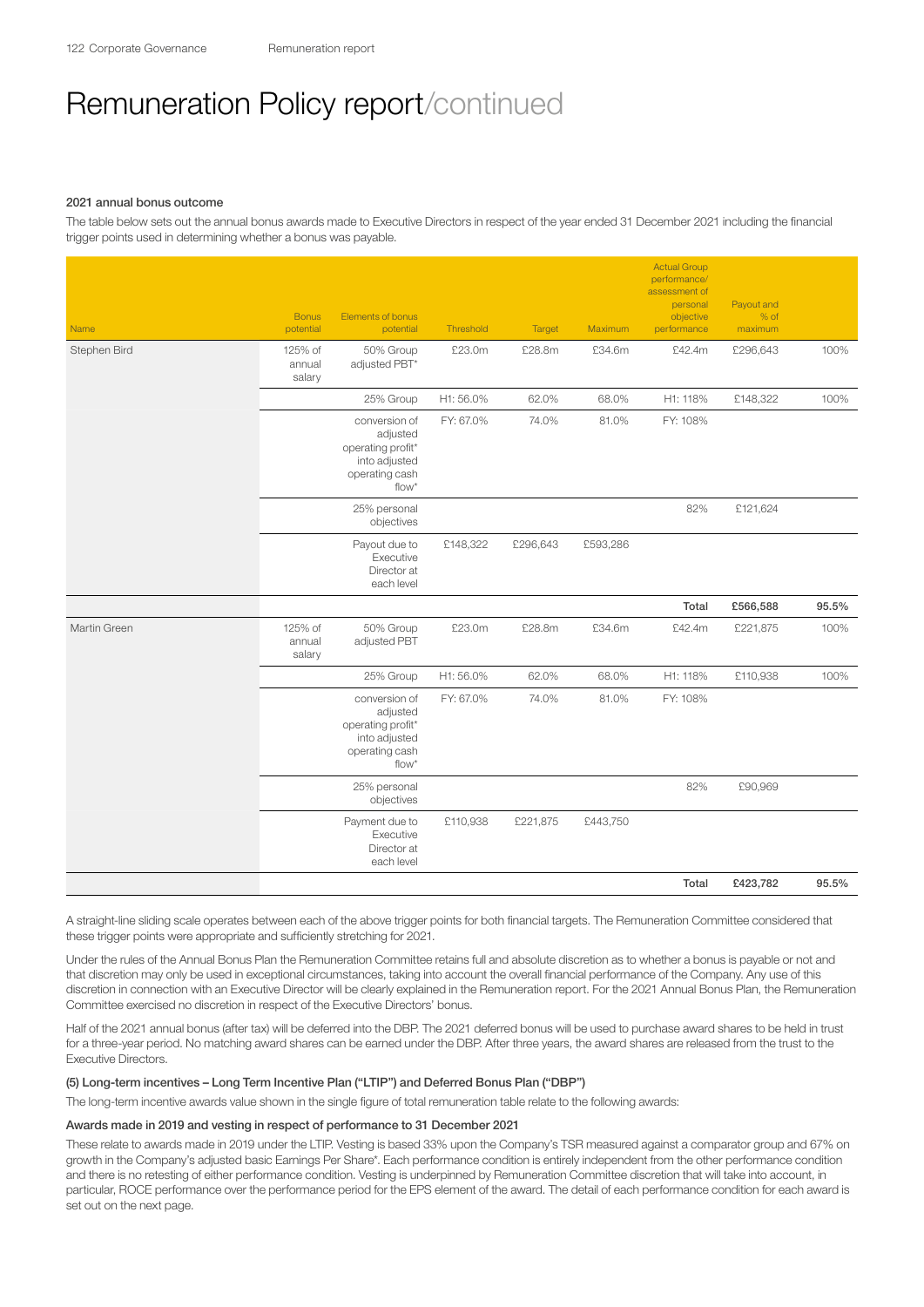# Remuneration Policy report/continued

#### 2021 annual bonus outcome

The table below sets out the annual bonus awards made to Executive Directors in respect of the year ended 31 December 2021 including the financial trigger points used in determining whether a bonus was payable.

| Name | Bonus potential | Elements of bonus potential | Threshold | Target | Maximum | Actual Group performance/ assessment of personal objective performance | Payout and % of maximum | |
|---|---|---|---|---|---|---|---|---|
| Stephen Bird | 125% of annual salary | 50% Group adjusted PBT* | £23.0m | £28.8m | £34.6m | £42.4m | £296,643 | 100% |
| | | 25% Group | H1: 56.0% | 62.0% | 68.0% | H1: 118% | £148,322 | 100% |
| | | conversion of adjusted operating profit* into adjusted operating cash flow* | FY: 67.0% | 74.0% | 81.0% | FY: 108% | | |
| | | 25% personal objectives | | | | 82% | £121,624 | |
| | | Payout due to Executive Director at each level | £148,322 | £296,643 | £593,286 | | | |
| | | | | | | **Total** | **£566,588** | **95.5%** |
| Martin Green | 125% of annual salary | 50% Group adjusted PBT | £23.0m | £28.8m | £34.6m | £42.4m | £221,875 | 100% |
| | | 25% Group | H1: 56.0% | 62.0% | 68.0% | H1: 118% | £110,938 | 100% |
| | | conversion of adjusted operating profit* into adjusted operating cash flow* | FY: 67.0% | 74.0% | 81.0% | FY: 108% | | |
| | | 25% personal objectives | | | | 82% | £90,969 | |
| | | Payment due to Executive Director at each level | £110,938 | £221,875 | £443,750 | | | |
| | | | | | | **Total** | **£423,782** | **95.5%** |

A straight-line sliding scale operates between each of the above trigger points for both financial targets. The Remuneration Committee considered that these trigger points were appropriate and sufficiently stretching for 2021.

Under the rules of the Annual Bonus Plan the Remuneration Committee retains full and absolute discretion as to whether a bonus is payable or not and that discretion may only be used in exceptional circumstances, taking into account the overall financial performance of the Company. Any use of this discretion in connection with an Executive Director will be clearly explained in the Remuneration report. For the 2021 Annual Bonus Plan, the Remuneration Committee exercised no discretion in respect of the Executive Directors' bonus.

Half of the 2021 annual bonus (after tax) will be deferred into the DBP. The 2021 deferred bonus will be used to purchase award shares to be held in trust for a three-year period. No matching award shares can be earned under the DBP. After three years, the award shares are released from the trust to the Executive Directors.

#### (5) Long-term incentives – Long Term Incentive Plan ("LTIP") and Deferred Bonus Plan ("DBP")

The long-term incentive awards value shown in the single figure of total remuneration table relate to the following awards:

#### Awards made in 2019 and vesting in respect of performance to 31 December 2021

These relate to awards made in 2019 under the LTIP. Vesting is based 33% upon the Company's TSR measured against a comparator group and 67% on growth in the Company's adjusted basic Earnings Per Share*. Each performance condition is entirely independent from the other performance condition and there is no retesting of either performance condition. Vesting is underpinned by Remuneration Committee discretion that will take into account, in particular, ROCE performance over the performance period for the EPS element of the award. The detail of each performance condition for each award is set out on the next page.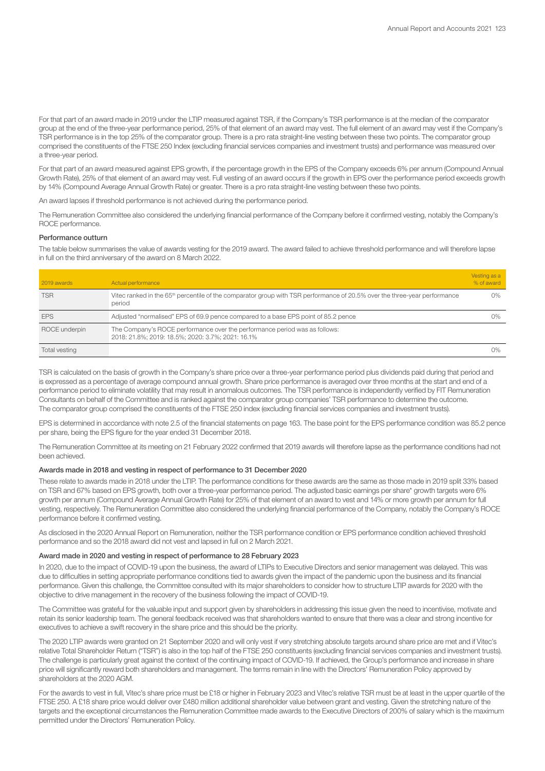For that part of an award made in 2019 under the LTIP measured against TSR, if the Company's TSR performance is at the median of the comparator group at the end of the three-year performance period, 25% of that element of an award may vest. The full element of an award may vest if the Company's TSR performance is in the top 25% of the comparator group. There is a pro rata straight-line vesting between these two points. The comparator group comprised the constituents of the FTSE 250 Index (excluding financial services companies and investment trusts) and performance was measured over a three-year period.

For that part of an award measured against EPS growth, if the percentage growth in the EPS of the Company exceeds 6% per annum (Compound Annual Growth Rate), 25% of that element of an award may vest. Full vesting of an award occurs if the growth in EPS over the performance period exceeds growth by 14% (Compound Average Annual Growth Rate) or greater. There is a pro rata straight-line vesting between these two points.

An award lapses if threshold performance is not achieved during the performance period.

The Remuneration Committee also considered the underlying financial performance of the Company before it confirmed vesting, notably the Company's ROCE performance.

### Performance outturn

The table below summarises the value of awards vesting for the 2019 award. The award failed to achieve threshold performance and will therefore lapse in full on the third anniversary of the award on 8 March 2022.

| 2019 awards | Actual performance | Vesting as a % of award |
|---|---|---|
| TSR | Vitec ranked in the 65th percentile of the comparator group with TSR performance of 20.5% over the three-year performance period | 0% |
| EPS | Adjusted "normalised" EPS of 69.9 pence compared to a base EPS point of 85.2 pence | 0% |
| ROCE underpin | The Company's ROCE performance over the performance period was as follows: 2018: 21.8%; 2019: 18.5%; 2020: 3.7%; 2021: 16.1% | |
| Total vesting | | 0% |

TSR is calculated on the basis of growth in the Company's share price over a three-year performance period plus dividends paid during that period and is expressed as a percentage of average compound annual growth. Share price performance is averaged over three months at the start and end of a performance period to eliminate volatility that may result in anomalous outcomes. The TSR performance is independently verified by FIT Remuneration Consultants on behalf of the Committee and is ranked against the comparator group companies' TSR performance to determine the outcome. The comparator group comprised the constituents of the FTSE 250 index (excluding financial services companies and investment trusts).

EPS is determined in accordance with note 2.5 of the financial statements on page 163. The base point for the EPS performance condition was 85.2 pence per share, being the EPS figure for the year ended 31 December 2018.

The Remuneration Committee at its meeting on 21 February 2022 confirmed that 2019 awards will therefore lapse as the performance conditions had not been achieved.

### Awards made in 2018 and vesting in respect of performance to 31 December 2020

These relate to awards made in 2018 under the LTIP. The performance conditions for these awards are the same as those made in 2019 split 33% based on TSR and 67% based on EPS growth, both over a three-year performance period. The adjusted basic earnings per share* growth targets were 6% growth per annum (Compound Average Annual Growth Rate) for 25% of that element of an award to vest and 14% or more growth per annum for full vesting, respectively. The Remuneration Committee also considered the underlying financial performance of the Company, notably the Company's ROCE performance before it confirmed vesting.

As disclosed in the 2020 Annual Report on Remuneration, neither the TSR performance condition or EPS performance condition achieved threshold performance and so the 2018 award did not vest and lapsed in full on 2 March 2021.

### Award made in 2020 and vesting in respect of performance to 28 February 2023

In 2020, due to the impact of COVID-19 upon the business, the award of LTIPs to Executive Directors and senior management was delayed. This was due to difficulties in setting appropriate performance conditions tied to awards given the impact of the pandemic upon the business and its financial performance. Given this challenge, the Committee consulted with its major shareholders to consider how to structure LTIP awards for 2020 with the objective to drive management in the recovery of the business following the impact of COVID-19.

The Committee was grateful for the valuable input and support given by shareholders in addressing this issue given the need to incentivise, motivate and retain its senior leadership team. The general feedback received was that shareholders wanted to ensure that there was a clear and strong incentive for executives to achieve a swift recovery in the share price and this should be the priority.

The 2020 LTIP awards were granted on 21 September 2020 and will only vest if very stretching absolute targets around share price are met and if Vitec's relative Total Shareholder Return ("TSR") is also in the top half of the FTSE 250 constituents (excluding financial services companies and investment trusts). The challenge is particularly great against the context of the continuing impact of COVID-19. If achieved, the Group's performance and increase in share price will significantly reward both shareholders and management. The terms remain in line with the Directors' Remuneration Policy approved by shareholders at the 2020 AGM.

For the awards to vest in full, Vitec's share price must be £18 or higher in February 2023 and Vitec's relative TSR must be at least in the upper quartile of the FTSE 250. A £18 share price would deliver over £480 million additional shareholder value between grant and vesting. Given the stretching nature of the targets and the exceptional circumstances the Remuneration Committee made awards to the Executive Directors of 200% of salary which is the maximum permitted under the Directors' Remuneration Policy.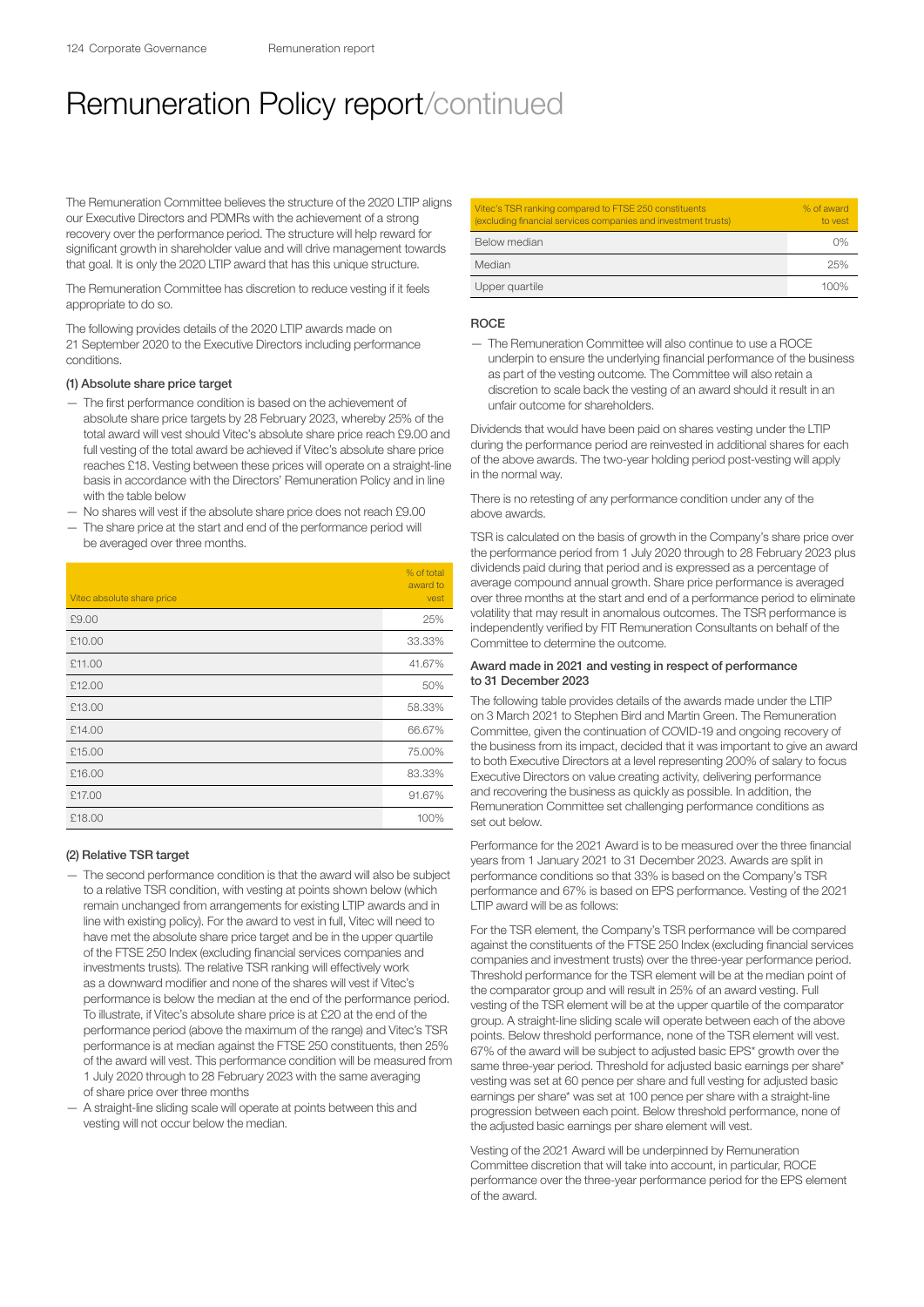# Remuneration Policy report/continued

The Remuneration Committee believes the structure of the 2020 LTIP aligns our Executive Directors and PDMRs with the achievement of a strong recovery over the performance period. The structure will help reward for significant growth in shareholder value and will drive management towards that goal. It is only the 2020 LTIP award that has this unique structure.

The Remuneration Committee has discretion to reduce vesting if it feels appropriate to do so.

The following provides details of the 2020 LTIP awards made on 21 September 2020 to the Executive Directors including performance conditions.

#### (1) Absolute share price target

- The first performance condition is based on the achievement of absolute share price targets by 28 February 2023, whereby 25% of the total award will vest should Vitec's absolute share price reach £9.00 and full vesting of the total award be achieved if Vitec's absolute share price reaches £18. Vesting between these prices will operate on a straight-line basis in accordance with the Directors' Remuneration Policy and in line with the table below
- No shares will vest if the absolute share price does not reach £9.00
- The share price at the start and end of the performance period will be averaged over three months.

| Vitec absolute share price | % of total award to vest |
|---|---|
| £9.00 | 25% |
| £10.00 | 33.33% |
| £11.00 | 41.67% |
| £12.00 | 50% |
| £13.00 | 58.33% |
| £14.00 | 66.67% |
| £15.00 | 75.00% |
| £16.00 | 83.33% |
| £17.00 | 91.67% |
| £18.00 | 100% |

#### (2) Relative TSR target

- The second performance condition is that the award will also be subject to a relative TSR condition, with vesting at points shown below (which remain unchanged from arrangements for existing LTIP awards and in line with existing policy). For the award to vest in full, Vitec will need to have met the absolute share price target and be in the upper quartile of the FTSE 250 Index (excluding financial services companies and investments trusts). The relative TSR ranking will effectively work as a downward modifier and none of the shares will vest if Vitec's performance is below the median at the end of the performance period. To illustrate, if Vitec's absolute share price is at £20 at the end of the performance period (above the maximum of the range) and Vitec's TSR performance is at median against the FTSE 250 constituents, then 25% of the award will vest. This performance condition will be measured from 1 July 2020 through to 28 February 2023 with the same averaging of share price over three months
- A straight-line sliding scale will operate at points between this and vesting will not occur below the median.

| Vitec's TSR ranking compared to FTSE 250 constituents (excluding financial services companies and investment trusts) | % of award to vest |
|---|---|
| Below median | 0% |
| Median | 25% |
| Upper quartile | 100% |

#### ROCE

- The Remuneration Committee will also continue to use a ROCE underpin to ensure the underlying financial performance of the business as part of the vesting outcome. The Committee will also retain a discretion to scale back the vesting of an award should it result in an unfair outcome for shareholders.

Dividends that would have been paid on shares vesting under the LTIP during the performance period are reinvested in additional shares for each of the above awards. The two-year holding period post-vesting will apply in the normal way.

There is no retesting of any performance condition under any of the above awards.

TSR is calculated on the basis of growth in the Company's share price over the performance period from 1 July 2020 through to 28 February 2023 plus dividends paid during that period and is expressed as a percentage of average compound annual growth. Share price performance is averaged over three months at the start and end of a performance period to eliminate volatility that may result in anomalous outcomes. The TSR performance is independently verified by FIT Remuneration Consultants on behalf of the Committee to determine the outcome.

#### Award made in 2021 and vesting in respect of performance to 31 December 2023

The following table provides details of the awards made under the LTIP on 3 March 2021 to Stephen Bird and Martin Green. The Remuneration Committee, given the continuation of COVID-19 and ongoing recovery of the business from its impact, decided that it was important to give an award to both Executive Directors at a level representing 200% of salary to focus Executive Directors on value creating activity, delivering performance and recovering the business as quickly as possible. In addition, the Remuneration Committee set challenging performance conditions as set out below.

Performance for the 2021 Award is to be measured over the three financial years from 1 January 2021 to 31 December 2023. Awards are split in performance conditions so that 33% is based on the Company's TSR performance and 67% is based on EPS performance. Vesting of the 2021 LTIP award will be as follows:

For the TSR element, the Company's TSR performance will be compared against the constituents of the FTSE 250 Index (excluding financial services companies and investment trusts) over the three-year performance period. Threshold performance for the TSR element will be at the median point of the comparator group and will result in 25% of an award vesting. Full vesting of the TSR element will be at the upper quartile of the comparator group. A straight-line sliding scale will operate between each of the above points. Below threshold performance, none of the TSR element will vest. 67% of the award will be subject to adjusted basic EPS* growth over the same three-year period. Threshold for adjusted basic earnings per share* vesting was set at 60 pence per share and full vesting for adjusted basic earnings per share* was set at 100 pence per share with a straight-line progression between each point. Below threshold performance, none of the adjusted basic earnings per share element will vest.

Vesting of the 2021 Award will be underpinned by Remuneration Committee discretion that will take into account, in particular, ROCE performance over the three-year performance period for the EPS element of the award.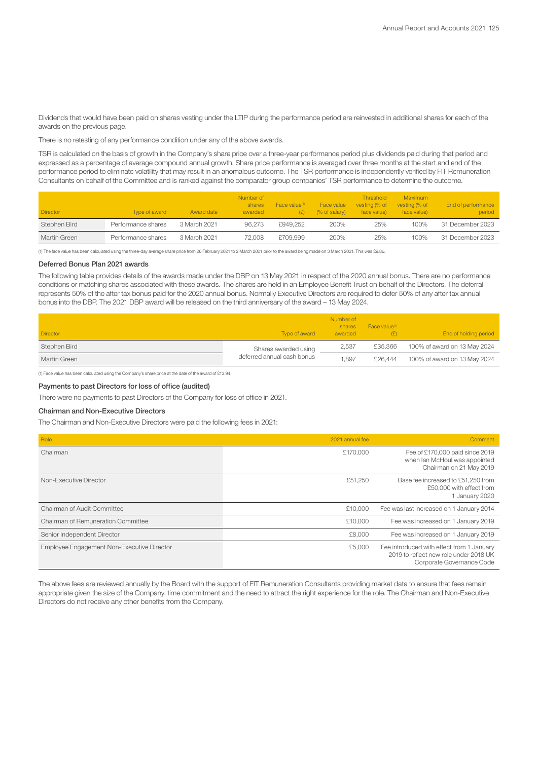Dividends that would have been paid on shares vesting under the LTIP during the performance period are reinvested in additional shares for each of the awards on the previous page.

There is no retesting of any performance condition under any of the above awards.

TSR is calculated on the basis of growth in the Company's share price over a three-year performance period plus dividends paid during that period and expressed as a percentage of average compound annual growth. Share price performance is averaged over three months at the start and end of the performance period to eliminate volatility that may result in an anomalous outcome. The TSR performance is independently verified by FIT Remuneration Consultants on behalf of the Committee and is ranked against the comparator group companies' TSR performance to determine the outcome.

| Director | Type of award | Award date | Number of shares awarded | Face value[1] (£) | Face value (% of salary) | Threshold vesting (% of face value) | Maximum vesting (% of face value) | End of performance period |
|---|---|---|---|---|---|---|---|---|
| Stephen Bird | Performance shares | 3 March 2021 | 96,273 | £949,252 | 200% | 25% | 100% | 31 December 2023 |
| Martin Green | Performance shares | 3 March 2021 | 72,008 | £709,999 | 200% | 25% | 100% | 31 December 2023 |

(1) The face value has been calculated using the three-day average share price from 26 February 2021 to 2 March 2021 prior to the award being made on 3 March 2021. This was £9.86.

### Deferred Bonus Plan 2021 awards

The following table provides details of the awards made under the DBP on 13 May 2021 in respect of the 2020 annual bonus. There are no performance conditions or matching shares associated with these awards. The shares are held in an Employee Benefit Trust on behalf of the Directors. The deferral represents 50% of the after tax bonus paid for the 2020 annual bonus. Normally Executive Directors are required to defer 50% of any after tax annual bonus into the DBP. The 2021 DBP award will be released on the third anniversary of the award – 13 May 2024.

| Director | Type of award | Number of shares awarded | Face value[1] (£) | End of holding period |
|---|---|---|---|---|
| Stephen Bird | Shares awarded using deferred annual cash bonus | 2,537 | £35,366 | 100% of award on 13 May 2024 |
| Martin Green | | 1,897 | £26,444 | 100% of award on 13 May 2024 |

(1) Face value has been calculated using the Company's share price at the date of the award of £13.94.

### Payments to past Directors for loss of office (audited)

There were no payments to past Directors of the Company for loss of office in 2021.

### Chairman and Non-Executive Directors

The Chairman and Non-Executive Directors were paid the following fees in 2021:

| Role | 2021 annual fee | Comment |
|---|---|---|
| Chairman | £170,000 | Fee of £170,000 paid since 2019 when Ian McHoul was appointed Chairman on 21 May 2019 |
| Non-Executive Director | £51,250 | Base fee increased to £51,250 from £50,000 with effect from 1 January 2020 |
| Chairman of Audit Committee | £10,000 | Fee was last increased on 1 January 2014 |
| Chairman of Remuneration Committee | £10,000 | Fee was increased on 1 January 2019 |
| Senior Independent Director | £8,000 | Fee was increased on 1 January 2019 |
| Employee Engagement Non-Executive Director | £5,000 | Fee introduced with effect from 1 January 2019 to reflect new role under 2018 UK Corporate Governance Code |

The above fees are reviewed annually by the Board with the support of FIT Remuneration Consultants providing market data to ensure that fees remain appropriate given the size of the Company, time commitment and the need to attract the right experience for the role. The Chairman and Non-Executive Directors do not receive any other benefits from the Company.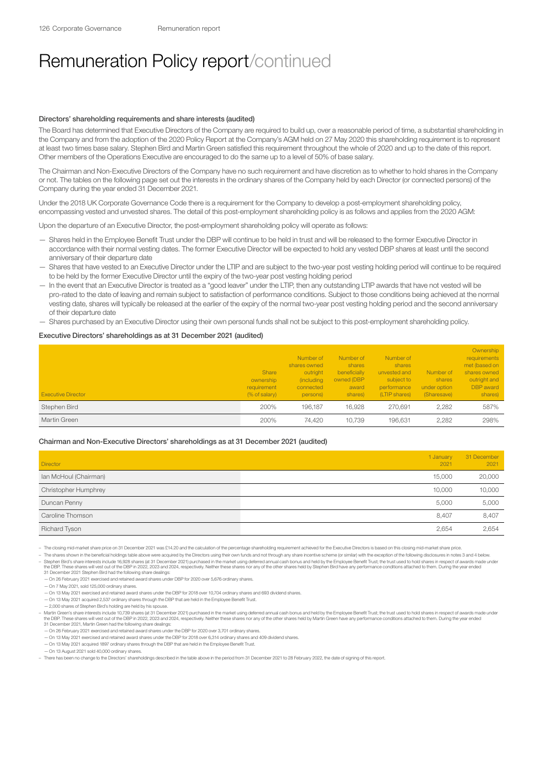# Remuneration Policy report/continued

### Directors' shareholding requirements and share interests (audited)

The Board has determined that Executive Directors of the Company are required to build up, over a reasonable period of time, a substantial shareholding in the Company and from the adoption of the 2020 Policy Report at the Company's AGM held on 27 May 2020 this shareholding requirement is to represent at least two times base salary. Stephen Bird and Martin Green satisfied this requirement throughout the whole of 2020 and up to the date of this report. Other members of the Operations Executive are encouraged to do the same up to a level of 50% of base salary.

The Chairman and Non-Executive Directors of the Company have no such requirement and have discretion as to whether to hold shares in the Company or not. The tables on the following page set out the interests in the ordinary shares of the Company held by each Director (or connected persons) of the Company during the year ended 31 December 2021.

Under the 2018 UK Corporate Governance Code there is a requirement for the Company to develop a post-employment shareholding policy, encompassing vested and unvested shares. The detail of this post-employment shareholding policy is as follows and applies from the 2020 AGM:

Upon the departure of an Executive Director, the post-employment shareholding policy will operate as follows:

- Shares held in the Employee Benefit Trust under the DBP will continue to be held in trust and will be released to the former Executive Director in accordance with their normal vesting dates. The former Executive Director will be expected to hold any vested DBP shares at least until the second anniversary of their departure date
- Shares that have vested to an Executive Director under the LTIP and are subject to the two-year post vesting holding period will continue to be required to be held by the former Executive Director until the expiry of the two-year post vesting holding period
- In the event that an Executive Director is treated as a "good leaver" under the LTIP, then any outstanding LTIP awards that have not vested will be pro-rated to the date of leaving and remain subject to satisfaction of performance conditions. Subject to those conditions being achieved at the normal vesting date, shares will typically be released at the earlier of the expiry of the normal two-year post vesting holding period and the second anniversary of their departure date
- Shares purchased by an Executive Director using their own personal funds shall not be subject to this post-employment shareholding policy.

### Executive Directors' shareholdings as at 31 December 2021 (audited)

| Executive Director | Share ownership requirement (% of salary) | Number of shares owned outright (including connected persons) | Number of shares beneficially owned (DBP award shares) | Number of shares unvested and subject to performance (LTIP shares) | Number of shares under option (Sharesave) | Ownership requirements met (based on shares owned outright and DBP award shares) |
|---|---|---|---|---|---|---|
| Stephen Bird | 200% | 196,187 | 16,928 | 270,691 | 2,282 | 587% |
| Martin Green | 200% | 74,420 | 10,739 | 196,631 | 2,282 | 298% |

### Chairman and Non-Executive Directors' shareholdings as at 31 December 2021 (audited)

| Director | 1 January 2021 | 31 December 2021 |
|---|---|---|
| Ian McHoul (Chairman) | 15,000 | 20,000 |
| Christopher Humphrey | 10,000 | 10,000 |
| Duncan Penny | 5,000 | 5,000 |
| Caroline Thomson | 8,407 | 8,407 |
| Richard Tyson | 2,654 | 2,654 |

- The closing mid-market share price on 31 December 2021 was £14.20 and the calculation of the percentage shareholding requirement achieved for the Executive Directors is based on this closing mid-market share price.
- The shares shown in the beneficial holdings table above were acquired by the Directors using their own funds and not through any share incentive scheme (or similar) with the exception of the following disclosures in notes 3 and 4 below.
- Stephen Bird's share interests include 16,928 shares (at 31 December 2021) purchased in the market using deferred annual cash bonus and held by the Employee Benefit Trust; the trust used to hold shares in respect of awards made under the DBP. These shares will vest out of the DBP in 2022, 2023 and 2024, respectively. Neither these shares nor any of the other shares held by Stephen Bird have any performance conditions attached to them. During the year ended 31 December 2021 Stephen Bird had the following share dealings:
  - On 26 February 2021 exercised and retained award shares under DBP for 2020 over 5,676 ordinary shares.
  - On 7 May 2021, sold 125,000 ordinary shares.
  - On 13 May 2021 exercised and retained award shares under the DBP for 2018 over 10,704 ordinary shares and 693 dividend shares.
  - On 13 May 2021 acquired 2,537 ordinary shares through the DBP that are held in the Employee Benefit Trust.
  - 2,000 shares of Stephen Bird's holding are held by his spouse.
- Martin Green's share interests include 10,739 shares (at 31 December 2021) purchased in the market using deferred annual cash bonus and held by the Employee Benefit Trust; the trust used to hold shares in respect of awards made under the DBP. These shares will vest out of the DBP in 2022, 2023 and 2024, respectively. Neither these shares nor any of the other shares held by Martin Green have any performance conditions attached to them. During the year ended 31 December 2021, Martin Green had the following share dealings:
  - On 26 February 2021 exercised and retained award shares under the DBP for 2020 over 3,701 ordinary shares.
  - On 13 May 2021 exercised and retained award shares under the DBP for 2018 over 6,314 ordinary shares and 409 dividend shares.
  - On 13 May 2021 acquired 1897 ordinary shares through the DBP that are held in the Employee Benefit Trust.
  - On 13 August 2021 sold 40,000 ordinary shares.
- There has been no change to the Directors' shareholdings described in the table above in the period from 31 December 2021 to 28 February 2022, the date of signing of this report.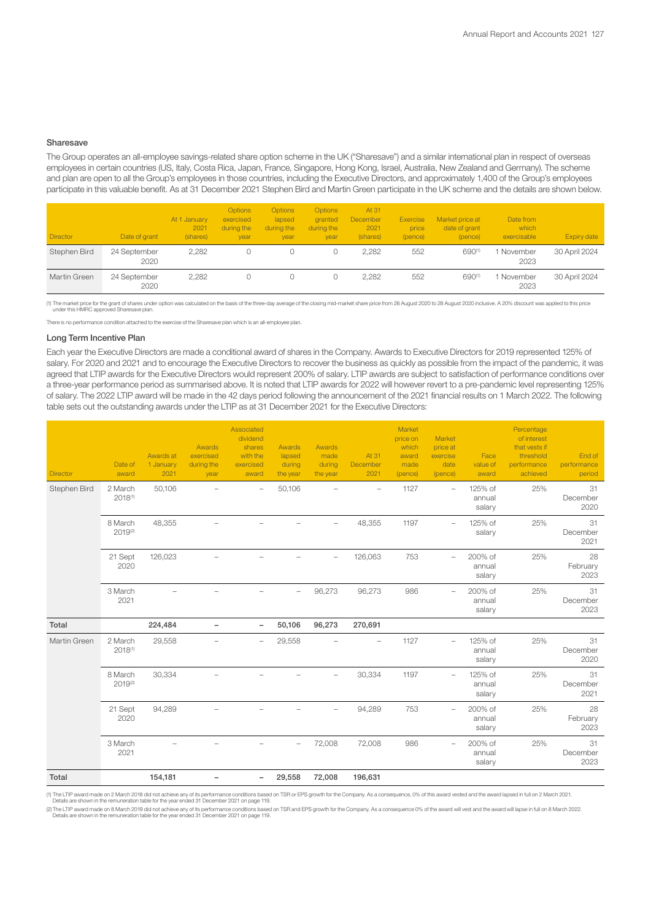### Sharesave

The Group operates an all-employee savings-related share option scheme in the UK ("Sharesave") and a similar international plan in respect of overseas employees in certain countries (US, Italy, Costa Rica, Japan, France, Singapore, Hong Kong, Israel, Australia, New Zealand and Germany). The scheme and plan are open to all the Group's employees in those countries, including the Executive Directors, and approximately 1,400 of the Group's employees participate in this valuable benefit. As at 31 December 2021 Stephen Bird and Martin Green participate in the UK scheme and the details are shown below.

| Director | Date of grant | At 1 January 2021 (shares) | Options exercised during the year | Options lapsed during the year | Options granted during the year | At 31 December 2021 (shares) | Exercise price (pence) | Market price at date of grant (pence) | Date from which exercisable | Expiry date |
|---|---|---|---|---|---|---|---|---|---|---|
| Stephen Bird | 24 September 2020 | 2,282 | 0 | 0 | 0 | 2,282 | 552 | 690[1] | 1 November 2023 | 30 April 2024 |
| Martin Green | 24 September 2020 | 2,282 | 0 | 0 | 0 | 2,282 | 552 | 690[1] | 1 November 2023 | 30 April 2024 |

(1) The market price for the grant of shares under option was calculated on the basis of the three-day average of the closing mid-market share price from 26 August 2020 to 28 August 2020 inclusive. A 20% discount was applied to this price under this HMRC approved Sharesave plan.

There is no performance condition attached to the exercise of the Sharesave plan which is an all-employee plan.

### Long Term Incentive Plan

Each year the Executive Directors are made a conditional award of shares in the Company. Awards to Executive Directors for 2019 represented 125% of salary. For 2020 and 2021 and to encourage the Executive Directors to recover the business as quickly as possible from the impact of the pandemic, it was agreed that LTIP awards for the Executive Directors would represent 200% of salary. LTIP awards are subject to satisfaction of performance conditions over a three-year performance period as summarised above. It is noted that LTIP awards for 2022 will however revert to a pre-pandemic level representing 125% of salary. The 2022 LTIP award will be made in the 42 days period following the announcement of the 2021 financial results on 1 March 2022. The following table sets out the outstanding awards under the LTIP as at 31 December 2021 for the Executive Directors:

| Director | Date of award | Awards at 1 January 2021 | Awards exercised during the year | Associated dividend shares with the exercised award | Awards lapsed during the year | Awards made during the year | At 31 December 2021 | Market price on which award made (pence) | Market price at exercise date (pence) | Face value of award | Percentage of interest that vests if threshold performance achieved | End of performance period |
|---|---|---|---|---|---|---|---|---|---|---|---|---|
| Stephen Bird | 2 March 2018[1] | 50,106 | – | – | 50,106 | – | – | 1127 | – | 125% of annual salary | 25% | 31 December 2020 |
| | 8 March 2019[2] | 48,355 | – | – | – | – | 48,355 | 1197 | – | 125% of salary | 25% | 31 December 2021 |
| | 21 Sept 2020 | 126,023 | – | – | – | – | 126,063 | 753 | – | 200% of annual salary | 25% | 28 February 2023 |
| | 3 March 2021 | – | – | – | – | 96,273 | 96,273 | 986 | – | 200% of annual salary | 25% | 31 December 2023 |
| **Total** | | **224,484** | **–** | **–** | **50,106** | **96,273** | **270,691** | | | | | |
| Martin Green | 2 March 2018[1] | 29,558 | – | – | 29,558 | – | – | 1127 | – | 125% of annual salary | 25% | 31 December 2020 |
| | 8 March 2019[2] | 30,334 | – | – | – | – | 30,334 | 1197 | – | 125% of annual salary | 25% | 31 December 2021 |
| | 21 Sept 2020 | 94,289 | – | – | – | – | 94,289 | 753 | – | 200% of annual salary | 25% | 28 February 2023 |
| | 3 March 2021 | – | – | – | – | 72,008 | 72,008 | 986 | – | 200% of annual salary | 25% | 31 December 2023 |
| **Total** | | **154,181** | **–** | **–** | **29,558** | **72,008** | **196,631** | | | | | |

(1) The LTIP award made on 2 March 2018 did not achieve any of its performance conditions based on TSR or EPS growth for the Company. As a consequence, 0% of this award vested and the award lapsed in full on 2 March 2021. Details are shown in the remuneration table for the year ended 31 December 2021 on page 119.

(2) The LTIP award made on 8 March 2019 did not achieve any of its performance conditions based on TSR and EPS growth for the Company. As a consequence 0% of the award will vest and the award will lapse in full on 8 March 2022. Details are shown in the remuneration table for the year ended 31 December 2021 on page 119.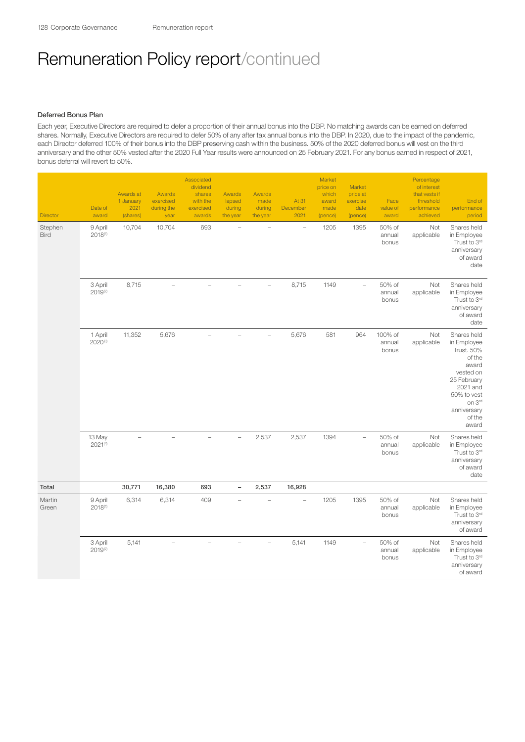# Remuneration Policy report/continued

### Deferred Bonus Plan

Each year, Executive Directors are required to defer a proportion of their annual bonus into the DBP. No matching awards can be earned on deferred shares. Normally, Executive Directors are required to defer 50% of any after tax annual bonus into the DBP. In 2020, due to the impact of the pandemic, each Director deferred 100% of their bonus into the DBP preserving cash within the business. 50% of the 2020 deferred bonus will vest on the third anniversary and the other 50% vested after the 2020 Full Year results were announced on 25 February 2021. For any bonus earned in respect of 2021, bonus deferral will revert to 50%.

| Director | Date of award | Awards at 1 January 2021 (shares) | Awards exercised during the year | Associated dividend shares with the exercised awards | Awards lapsed during the year | Awards made during the year | At 31 December 2021 | Market price on which award made (pence) | Market price at exercise date (pence) | Face value of award | Percentage of interest that vests if threshold performance achieved | End of performance period |
|---|---|---|---|---|---|---|---|---|---|---|---|---|
| Stephen Bird | 9 April 2018[(1)] | 10,704 | 10,704 | 693 | – | – | – | 1205 | 1395 | 50% of annual bonus | Not applicable | Shares held in Employee Trust to 3rd anniversary of award date |
| | 3 April 2019[(2)] | 8,715 | – | – | – | – | 8,715 | 1149 | – | 50% of annual bonus | Not applicable | Shares held in Employee Trust to 3rd anniversary of award date |
| | 1 April 2020[(3)] | 11,352 | 5,676 | – | – | – | 5,676 | 581 | 964 | 100% of annual bonus | Not applicable | Shares held in Employee Trust. 50% of the award vested on 25 February 2021 and 50% to vest on 3rd anniversary of the award |
| | 13 May 2021[(4)] | – | – | – | – | 2,537 | 2,537 | 1394 | – | 50% of annual bonus | Not applicable | Shares held in Employee Trust to 3rd anniversary of award date |
| **Total** | | **30,771** | **16,380** | **693** | **–** | **2,537** | **16,928** | | | | | |
| Martin Green | 9 April 2018[(1)] | 6,314 | 6,314 | 409 | – | – | – | 1205 | 1395 | 50% of annual bonus | Not applicable | Shares held in Employee Trust to 3rd anniversary of award |
| | 3 April 2019[(2)] | 5,141 | – | – | – | – | 5,141 | 1149 | – | 50% of annual bonus | Not applicable | Shares held in Employee Trust to 3rd anniversary of award |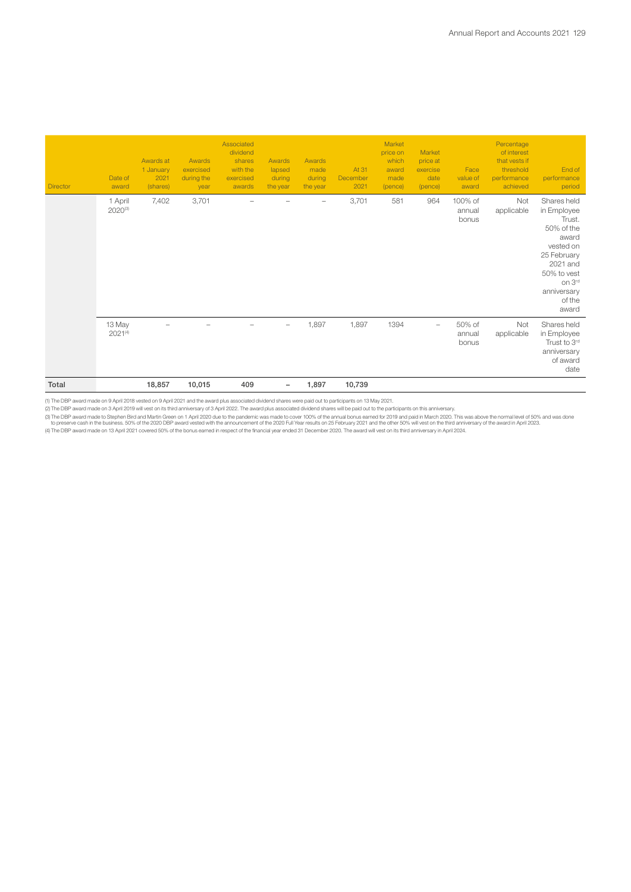| Director | Date of award | Awards at 1 January 2021 (shares) | Awards exercised during the year | Associated dividend shares with the exercised awards | Awards lapsed during the year | Awards made during the year | At 31 December 2021 | Market price on which award made (pence) | Market price at exercise date (pence) | Face value of award | Percentage of interest that vests if threshold performance achieved | End of performance period |
|---|---|---|---|---|---|---|---|---|---|---|---|---|
| | 1 April 2020[(3)] | 7,402 | 3,701 | – | – | – | 3,701 | 581 | 964 | 100% of annual bonus | Not applicable | Shares held in Employee Trust. 50% of the award vested on 25 February 2021 and 50% to vest on 3rd anniversary of the award |
| | 13 May 2021[(4)] | – | – | – | – | 1,897 | 1,897 | 1394 | – | 50% of annual bonus | Not applicable | Shares held in Employee Trust to 3rd anniversary of award date |
| **Total** | | **18,857** | **10,015** | **409** | **–** | **1,897** | **10,739** | | | | | |

(1) The DBP award made on 9 April 2018 vested on 9 April 2021 and the award plus associated dividend shares were paid out to participants on 13 May 2021.

(2) The DBP award made on 3 April 2019 will vest on its third anniversary of 3 April 2022. The award plus associated dividend shares will be paid out to the participants on this anniversary.

(3) The DBP award made to Stephen Bird and Martin Green on 1 April 2020 due to the pandemic was made to cover 100% of the annual bonus earned for 2019 and paid in March 2020. This was above the normal level of 50% and was done to preserve cash in the business. 50% of the 2020 DBP award vested with the announcement of the 2020 Full Year results on 25 February 2021 and the other 50% will vest on the third anniversary of the award in April 2023.

(4) The DBP award made on 13 April 2021 covered 50% of the bonus earned in respect of the financial year ended 31 December 2020. The award will vest on its third anniversary in April 2024.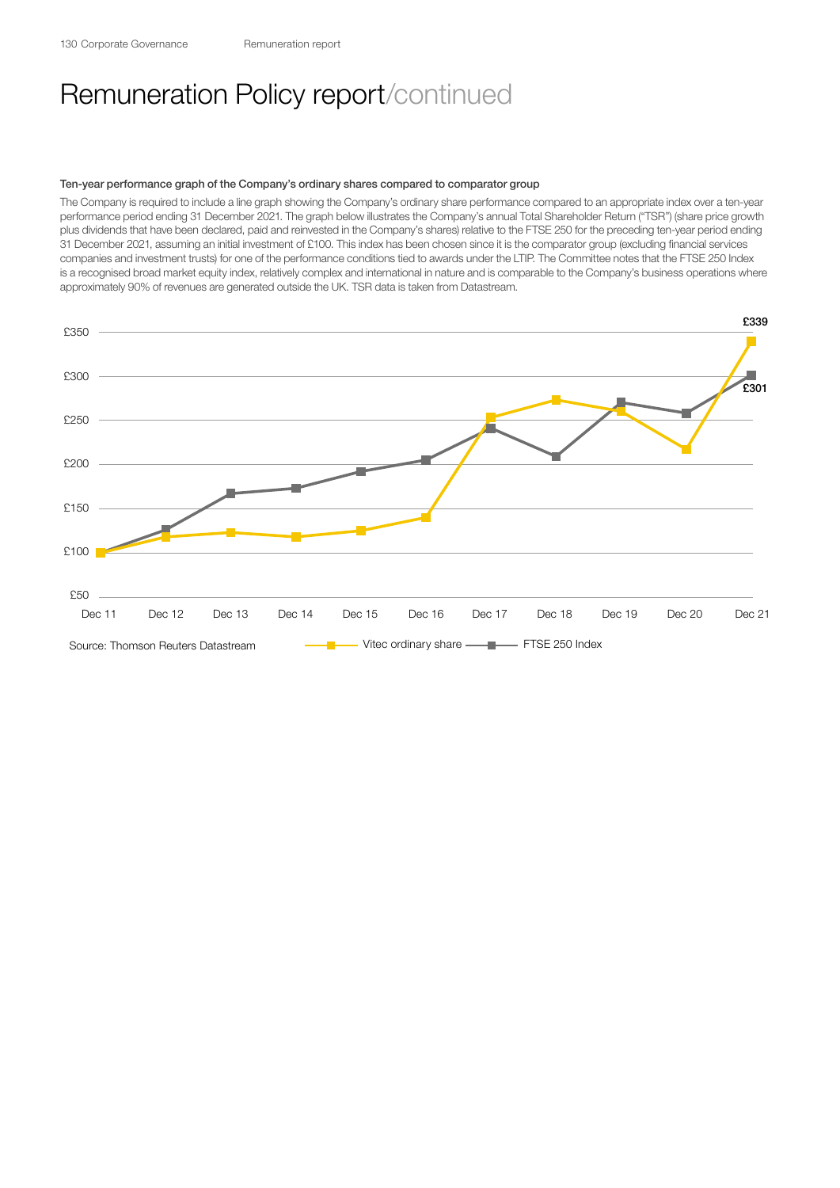# Remuneration Policy report/continued

### Ten-year performance graph of the Company's ordinary shares compared to comparator group

The Company is required to include a line graph showing the Company's ordinary share performance compared to an appropriate index over a ten-year performance period ending 31 December 2021. The graph below illustrates the Company's annual Total Shareholder Return ("TSR") (share price growth plus dividends that have been declared, paid and reinvested in the Company's shares) relative to the FTSE 250 for the preceding ten-year period ending 31 December 2021, assuming an initial investment of £100. This index has been chosen since it is the comparator group (excluding financial services companies and investment trusts) for one of the performance conditions tied to awards under the LTIP. The Committee notes that the FTSE 250 Index is a recognised broad market equity index, relatively complex and international in nature and is comparable to the Company's business operations where approximately 90% of revenues are generated outside the UK. TSR data is taken from Datastream.

£339

£350

£300

£301

£250

£200

£150

£100

£50

Dec 11 Dec 12 Dec 13 Dec 14 Dec 15 Dec 16 Dec 17 Dec 18 Dec 19 Dec 20 Dec 21

Source: Thomson Reuters Datastream

Vitec ordinary share — FTSE 250 Index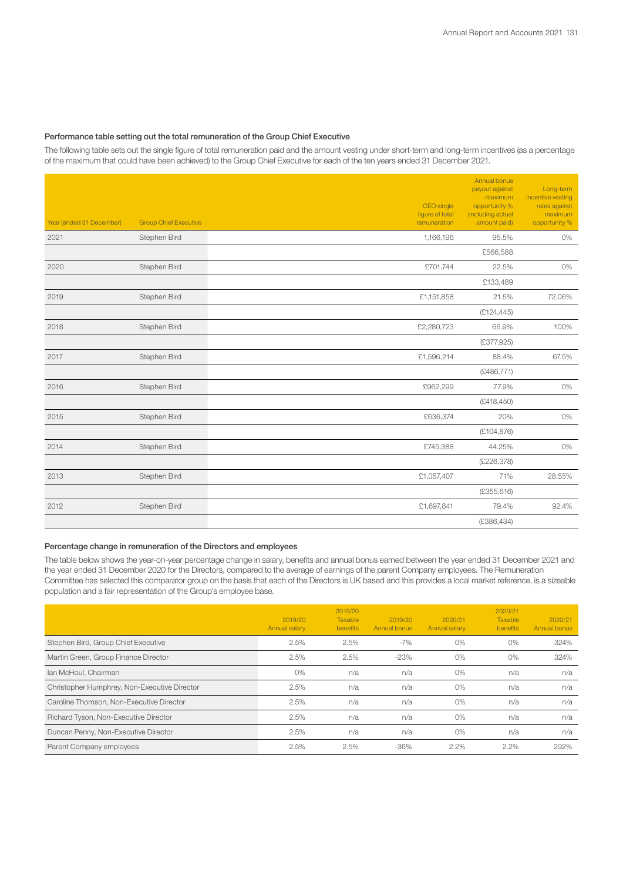### Performance table setting out the total remuneration of the Group Chief Executive

The following table sets out the single figure of total remuneration paid and the amount vesting under short-term and long-term incentives (as a percentage of the maximum that could have been achieved) to the Group Chief Executive for each of the ten years ended 31 December 2021.

| Year (ended 31 December) | Group Chief Executive | CEO single figure of total remuneration | Annual bonus payout against maximum opportunity % (including actual amount paid) | Long-term incentive vesting rates against maximum opportunity % |
|---|---|---|---|---|
| 2021 | Stephen Bird | 1,166,196 | 95.5% | 0% |
| | | | £566,588 | |
| 2020 | Stephen Bird | £701,744 | 22.5% | 0% |
| | | | £133,489 | |
| 2019 | Stephen Bird | £1,151,858 | 21.5% | 72.06% |
| | | | (£124,445) | |
| 2018 | Stephen Bird | £2,280,723 | 66.9% | 100% |
| | | | (£377,925) | |
| 2017 | Stephen Bird | £1,596,214 | 88.4% | 67.5% |
| | | | (£486,771) | |
| 2016 | Stephen Bird | £962,299 | 77.9% | 0% |
| | | | (£418,450) | |
| 2015 | Stephen Bird | £636,374 | 20% | 0% |
| | | | (£104,876) | |
| 2014 | Stephen Bird | £745,388 | 44.25% | 0% |
| | | | (£226,378) | |
| 2013 | Stephen Bird | £1,057,407 | 71% | 28.55% |
| | | | (£355,616) | |
| 2012 | Stephen Bird | £1,697,841 | 79.4% | 92.4% |
| | | | (£386,434) | |

### Percentage change in remuneration of the Directors and employees

The table below shows the year-on-year percentage change in salary, benefits and annual bonus earned between the year ended 31 December 2021 and the year ended 31 December 2020 for the Directors, compared to the average of earnings of the parent Company employees. The Remuneration Committee has selected this comparator group on the basis that each of the Directors is UK based and this provides a local market reference, is a sizeable population and a fair representation of the Group's employee base.

| | 2019/20 Annual salary | 2019/20 Taxable benefits | 2019/20 Annual bonus | 2020/21 Annual salary | 2020/21 Taxable benefits | 2020/21 Annual bonus |
|---|---|---|---|---|---|---|
| Stephen Bird, Group Chief Executive | 2.5% | 2.5% | -7% | 0% | 0% | 324% |
| Martin Green, Group Finance Director | 2.5% | 2.5% | -23% | 0% | 0% | 324% |
| Ian McHoul, Chairman | 0% | n/a | n/a | 0% | n/a | n/a |
| Christopher Humphrey, Non-Executive Director | 2.5% | n/a | n/a | 0% | n/a | n/a |
| Caroline Thomson, Non-Executive Director | 2.5% | n/a | n/a | 0% | n/a | n/a |
| Richard Tyson, Non-Executive Director | 2.5% | n/a | n/a | 0% | n/a | n/a |
| Duncan Penny, Non-Executive Director | 2.5% | n/a | n/a | 0% | n/a | n/a |
| Parent Company employees | 2.5% | 2.5% | -36% | 2.2% | 2.2% | 292% |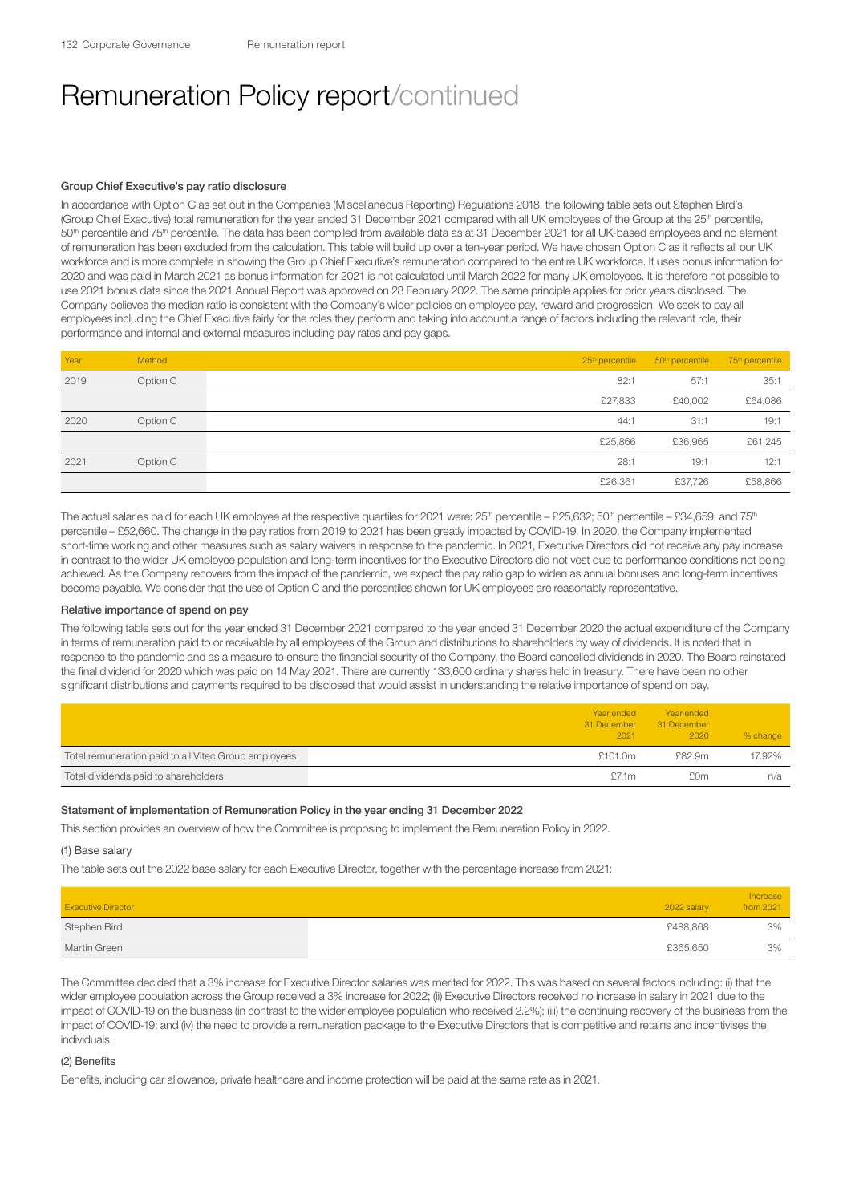# Remuneration Policy report/continued

### Group Chief Executive's pay ratio disclosure

In accordance with Option C as set out in the Companies (Miscellaneous Reporting) Regulations 2018, the following table sets out Stephen Bird's (Group Chief Executive) total remuneration for the year ended 31 December 2021 compared with all UK employees of the Group at the 25th percentile, 50th percentile and 75th percentile. The data has been compiled from available data as at 31 December 2021 for all UK-based employees and no element of remuneration has been excluded from the calculation. This table will build up over a ten-year period. We have chosen Option C as it reflects all our UK workforce and is more complete in showing the Group Chief Executive's remuneration compared to the entire UK workforce. It uses bonus information for 2020 and was paid in March 2021 as bonus information for 2021 is not calculated until March 2022 for many UK employees. It is therefore not possible to use 2021 bonus data since the 2021 Annual Report was approved on 28 February 2022. The same principle applies for prior years disclosed. The Company believes the median ratio is consistent with the Company's wider policies on employee pay, reward and progression. We seek to pay all employees including the Chief Executive fairly for the roles they perform and taking into account a range of factors including the relevant role, their performance and internal and external measures including pay rates and pay gaps.

| Year | Method | 25th percentile | 50th percentile | 75th percentile |
|---|---|---|---|---|
| 2019 | Option C | 82:1 | 57:1 | 35:1 |
| | | £27,833 | £40,002 | £64,086 |
| 2020 | Option C | 44:1 | 31:1 | 19:1 |
| | | £25,866 | £36,965 | £61,245 |
| 2021 | Option C | 28:1 | 19:1 | 12:1 |
| | | £26,361 | £37,726 | £58,866 |

The actual salaries paid for each UK employee at the respective quartiles for 2021 were: 25th percentile – £25,632; 50th percentile – £34,659; and 75th percentile – £52,660. The change in the pay ratios from 2019 to 2021 has been greatly impacted by COVID-19. In 2020, the Company implemented short-time working and other measures such as salary waivers in response to the pandemic. In 2021, Executive Directors did not receive any pay increase in contrast to the wider UK employee population and long-term incentives for the Executive Directors did not vest due to performance conditions not being achieved. As the Company recovers from the impact of the pandemic, we expect the pay ratio gap to widen as annual bonuses and long-term incentives become payable. We consider that the use of Option C and the percentiles shown for UK employees are reasonably representative.

### Relative importance of spend on pay

The following table sets out for the year ended 31 December 2021 compared to the year ended 31 December 2020 the actual expenditure of the Company in terms of remuneration paid to or receivable by all employees of the Group and distributions to shareholders by way of dividends. It is noted that in response to the pandemic and as a measure to ensure the financial security of the Company, the Board cancelled dividends in 2020. The Board reinstated the final dividend for 2020 which was paid on 14 May 2021. There are currently 133,600 ordinary shares held in treasury. There have been no other significant distributions and payments required to be disclosed that would assist in understanding the relative importance of spend on pay.

| | Year ended 31 December 2021 | Year ended 31 December 2020 | % change |
|---|---|---|---|
| Total remuneration paid to all Vitec Group employees | £101.0m | £82.9m | 17.92% |
| Total dividends paid to shareholders | £7.1m | £0m | n/a |

### Statement of implementation of Remuneration Policy in the year ending 31 December 2022

This section provides an overview of how the Committee is proposing to implement the Remuneration Policy in 2022.

#### (1) Base salary

The table sets out the 2022 base salary for each Executive Director, together with the percentage increase from 2021:

| Executive Director | 2022 salary | Increase from 2021 |
|---|---|---|
| Stephen Bird | £488,868 | 3% |
| Martin Green | £365,650 | 3% |

The Committee decided that a 3% increase for Executive Director salaries was merited for 2022. This was based on several factors including: (i) that the wider employee population across the Group received a 3% increase for 2022; (ii) Executive Directors received no increase in salary in 2021 due to the impact of COVID-19 on the business (in contrast to the wider employee population who received 2.2%); (iii) the continuing recovery of the business from the impact of COVID-19; and (iv) the need to provide a remuneration package to the Executive Directors that is competitive and retains and incentivises the individuals.

#### (2) Benefits

Benefits, including car allowance, private healthcare and income protection will be paid at the same rate as in 2021.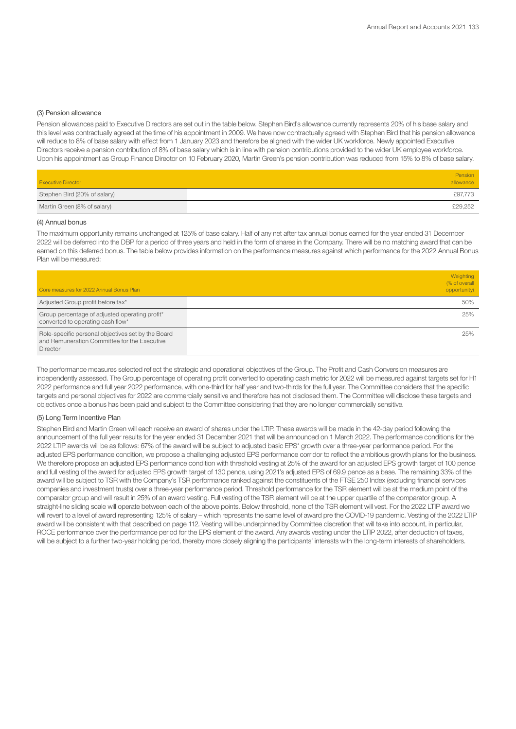### (3) Pension allowance

Pension allowances paid to Executive Directors are set out in the table below. Stephen Bird's allowance currently represents 20% of his base salary and this level was contractually agreed at the time of his appointment in 2009. We have now contractually agreed with Stephen Bird that his pension allowance will reduce to 8% of base salary with effect from 1 January 2023 and therefore be aligned with the wider UK workforce. Newly appointed Executive Directors receive a pension contribution of 8% of base salary which is in line with pension contributions provided to the wider UK employee workforce. Upon his appointment as Group Finance Director on 10 February 2020, Martin Green's pension contribution was reduced from 15% to 8% of base salary.

| Executive Director | Pension allowance |
|---|---|
| Stephen Bird (20% of salary) | £97,773 |
| Martin Green (8% of salary) | £29,252 |

### (4) Annual bonus

The maximum opportunity remains unchanged at 125% of base salary. Half of any net after tax annual bonus earned for the year ended 31 December 2022 will be deferred into the DBP for a period of three years and held in the form of shares in the Company. There will be no matching award that can be earned on this deferred bonus. The table below provides information on the performance measures against which performance for the 2022 Annual Bonus Plan will be measured:

| Core measures for 2022 Annual Bonus Plan | Weighting (% of overall opportunity) |
|---|---|
| Adjusted Group profit before tax* | 50% |
| Group percentage of adjusted operating profit* converted to operating cash flow* | 25% |
| Role-specific personal objectives set by the Board and Remuneration Committee for the Executive Director | 25% |

The performance measures selected reflect the strategic and operational objectives of the Group. The Profit and Cash Conversion measures are independently assessed. The Group percentage of operating profit converted to operating cash metric for 2022 will be measured against targets set for H1 2022 performance and full year 2022 performance, with one-third for half year and two-thirds for the full year. The Committee considers that the specific targets and personal objectives for 2022 are commercially sensitive and therefore has not disclosed them. The Committee will disclose these targets and objectives once a bonus has been paid and subject to the Committee considering that they are no longer commercially sensitive.

### (5) Long Term Incentive Plan

Stephen Bird and Martin Green will each receive an award of shares under the LTIP. These awards will be made in the 42-day period following the announcement of the full year results for the year ended 31 December 2021 that will be announced on 1 March 2022. The performance conditions for the 2022 LTIP awards will be as follows: 67% of the award will be subject to adjusted basic EPS* growth over a three-year performance period. For the adjusted EPS performance condition, we propose a challenging adjusted EPS performance corridor to reflect the ambitious growth plans for the business. We therefore propose an adjusted EPS performance condition with threshold vesting at 25% of the award for an adjusted EPS growth target of 100 pence and full vesting of the award for adjusted EPS growth target of 130 pence, using 2021's adjusted EPS of 69.9 pence as a base. The remaining 33% of the award will be subject to TSR with the Company's TSR performance ranked against the constituents of the FTSE 250 Index (excluding financial services companies and investment trusts) over a three-year performance period. Threshold performance for the TSR element will be at the medium point of the comparator group and will result in 25% of an award vesting. Full vesting of the TSR element will be at the upper quartile of the comparator group. A straight-line sliding scale will operate between each of the above points. Below threshold, none of the TSR element will vest. For the 2022 LTIP award we will revert to a level of award representing 125% of salary – which represents the same level of award pre the COVID-19 pandemic. Vesting of the 2022 LTIP award will be consistent with that described on page 112. Vesting will be underpinned by Committee discretion that will take into account, in particular, ROCE performance over the performance period for the EPS element of the award. Any awards vesting under the LTIP 2022, after deduction of taxes, will be subject to a further two-year holding period, thereby more closely aligning the participants' interests with the long-term interests of shareholders.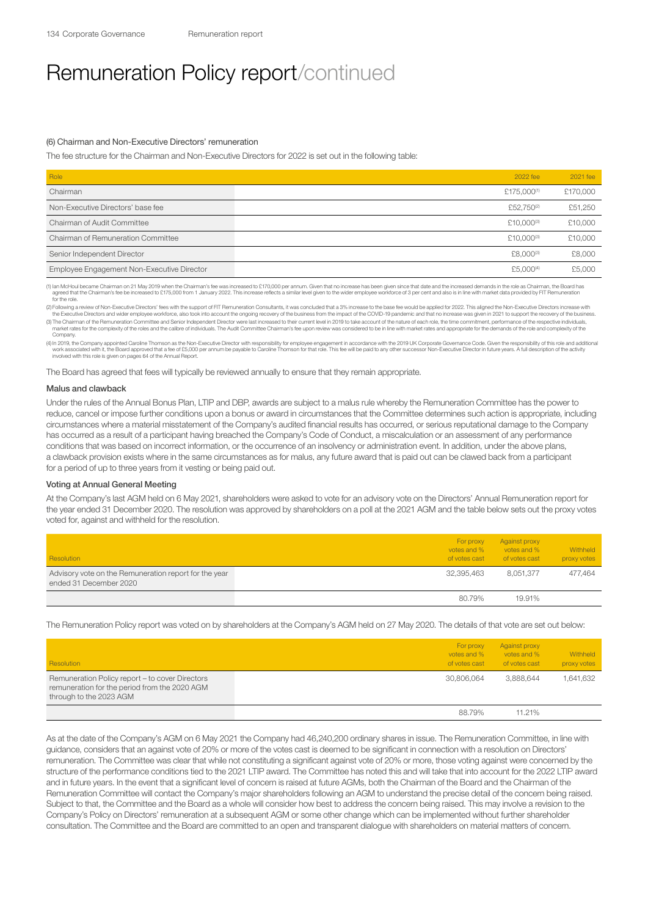# Remuneration Policy report/continued

#### (6) Chairman and Non-Executive Directors' remuneration

The fee structure for the Chairman and Non-Executive Directors for 2022 is set out in the following table:

| Role | 2022 fee | 2021 fee |
|---|---|---|
| Chairman | £175,000[1] | £170,000 |
| Non-Executive Directors' base fee | £52,750[2] | £51,250 |
| Chairman of Audit Committee | £10,000[3] | £10,000 |
| Chairman of Remuneration Committee | £10,000[3] | £10,000 |
| Senior Independent Director | £8,000[3] | £8,000 |
| Employee Engagement Non-Executive Director | £5,000[4] | £5,000 |

(1) Ian McHoul became Chairman on 21 May 2019 when the Chairman's fee was increased to £170,000 per annum. Given that no increase has been given since that date and the increased demands in the role as Chairman, the Board has agreed that the Chairman's fee be increased to £175,000 from 1 January 2022. This increase reflects a similar level given to the wider employee workforce of 3 per cent and also is in line with market data provided by FIT Remuneration for the role.

(2) Following a review of Non-Executive Directors' fees with the support of FIT Remuneration Consultants, it was concluded that a 3% increase to the base fee would be applied for 2022. This aligned the Non-Executive Directors increase with the Executive Directors and wider employee workforce, also took into account the ongoing recovery of the business from the impact of the COVID-19 pandemic and that no increase was given in 2021 to support the recovery of the business.

(3) The Chairman of the Remuneration Committee and Senior Independent Director were last increased to their current level in 2019 to take account of the nature of each role, the time commitment, performance of the respective individuals, market rates for the complexity of the roles and the calibre of individuals. The Audit Committee Chairman's fee upon review was considered to be in line with market rates and appropriate for the demands of the role and complexity of the Company.

(4) In 2019, the Company appointed Caroline Thomson as the Non-Executive Director with responsibility for employee engagement in accordance with the 2019 UK Corporate Governance Code. Given the responsibility of this role and additional work associated with it, the Board approved that a fee of £5,000 per annum be payable to Caroline Thomson for that role. This fee will be paid to any other successor Non-Executive Director in future years. A full description of the activity involved with this role is given on pages 64 of the Annual Report.

The Board has agreed that fees will typically be reviewed annually to ensure that they remain appropriate.

#### Malus and clawback

Under the rules of the Annual Bonus Plan, LTIP and DBP, awards are subject to a malus rule whereby the Remuneration Committee has the power to reduce, cancel or impose further conditions upon a bonus or award in circumstances that the Committee determines such action is appropriate, including circumstances where a material misstatement of the Company's audited financial results has occurred, or serious reputational damage to the Company has occurred as a result of a participant having breached the Company's Code of Conduct, a miscalculation or an assessment of any performance conditions that was based on incorrect information, or the occurrence of an insolvency or administration event. In addition, under the above plans, a clawback provision exists where in the same circumstances as for malus, any future award that is paid out can be clawed back from a participant for a period of up to three years from it vesting or being paid out.

#### Voting at Annual General Meeting

At the Company's last AGM held on 6 May 2021, shareholders were asked to vote for an advisory vote on the Directors' Annual Remuneration report for the year ended 31 December 2020. The resolution was approved by shareholders on a poll at the 2021 AGM and the table below sets out the proxy votes voted for, against and withheld for the resolution.

| Resolution | For proxy votes and % of votes cast | Against proxy votes and % of votes cast | Withheld proxy votes |
|---|---|---|---|
| Advisory vote on the Remuneration report for the year ended 31 December 2020 | 32,395,463 | 8,051,377 | 477,464 |
| | 80.79% | 19.91% | |

The Remuneration Policy report was voted on by shareholders at the Company's AGM held on 27 May 2020. The details of that vote are set out below:

| Resolution | For proxy votes and % of votes cast | Against proxy votes and % of votes cast | Withheld proxy votes |
|---|---|---|---|
| Remuneration Policy report – to cover Directors remuneration for the period from the 2020 AGM through to the 2023 AGM | 30,806,064 | 3,888,644 | 1,641,632 |
| | 88.79% | 11.21% | |

As at the date of the Company's AGM on 6 May 2021 the Company had 46,240,200 ordinary shares in issue. The Remuneration Committee, in line with guidance, considers that an against vote of 20% or more of the votes cast is deemed to be significant in connection with a resolution on Directors' remuneration. The Committee was clear that while not constituting a significant against vote of 20% or more, those voting against were concerned by the structure of the performance conditions tied to the 2021 LTIP award. The Committee has noted this and will take that into account for the 2022 LTIP award and in future years. In the event that a significant level of concern is raised at future AGMs, both the Chairman of the Board and the Chairman of the Remuneration Committee will contact the Company's major shareholders following an AGM to understand the precise detail of the concern being raised. Subject to that, the Committee and the Board as a whole will consider how best to address the concern being raised. This may involve a revision to the Company's Policy on Directors' remuneration at a subsequent AGM or some other change which can be implemented without further shareholder consultation. The Committee and the Board are committed to an open and transparent dialogue with shareholders on material matters of concern.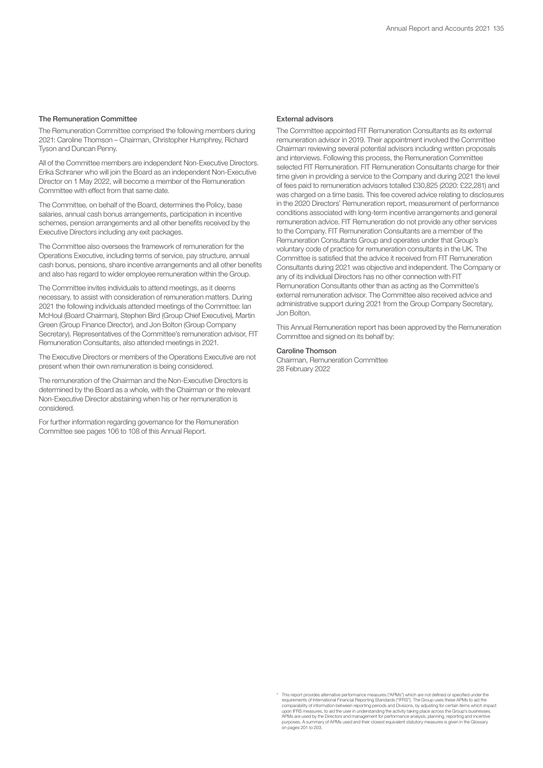### The Remuneration Committee

The Remuneration Committee comprised the following members during 2021: Caroline Thomson – Chairman, Christopher Humphrey, Richard Tyson and Duncan Penny.

All of the Committee members are independent Non-Executive Directors. Erika Schraner who will join the Board as an independent Non-Executive Director on 1 May 2022, will become a member of the Remuneration Committee with effect from that same date.

The Committee, on behalf of the Board, determines the Policy, base salaries, annual cash bonus arrangements, participation in incentive schemes, pension arrangements and all other benefits received by the Executive Directors including any exit packages.

The Committee also oversees the framework of remuneration for the Operations Executive, including terms of service, pay structure, annual cash bonus, pensions, share incentive arrangements and all other benefits and also has regard to wider employee remuneration within the Group.

The Committee invites individuals to attend meetings, as it deems necessary, to assist with consideration of remuneration matters. During 2021 the following individuals attended meetings of the Committee: Ian McHoul (Board Chairman), Stephen Bird (Group Chief Executive), Martin Green (Group Finance Director), and Jon Bolton (Group Company Secretary). Representatives of the Committee's remuneration advisor, FIT Remuneration Consultants, also attended meetings in 2021.

The Executive Directors or members of the Operations Executive are not present when their own remuneration is being considered.

The remuneration of the Chairman and the Non-Executive Directors is determined by the Board as a whole, with the Chairman or the relevant Non-Executive Director abstaining when his or her remuneration is considered.

For further information regarding governance for the Remuneration Committee see pages 106 to 108 of this Annual Report.

### External advisors

The Committee appointed FIT Remuneration Consultants as its external remuneration advisor in 2019. Their appointment involved the Committee Chairman reviewing several potential advisors including written proposals and interviews. Following this process, the Remuneration Committee selected FIT Remuneration. FIT Remuneration Consultants charge for their time given in providing a service to the Company and during 2021 the level of fees paid to remuneration advisors totalled £30,825 (2020: £22,281) and was charged on a time basis. This fee covered advice relating to disclosures in the 2020 Directors' Remuneration report, measurement of performance conditions associated with long-term incentive arrangements and general remuneration advice. FIT Remuneration do not provide any other services to the Company. FIT Remuneration Consultants are a member of the Remuneration Consultants Group and operates under that Group's voluntary code of practice for remuneration consultants in the UK. The Committee is satisfied that the advice it received from FIT Remuneration Consultants during 2021 was objective and independent. The Company or any of its individual Directors has no other connection with FIT Remuneration Consultants other than as acting as the Committee's external remuneration advisor. The Committee also received advice and administrative support during 2021 from the Group Company Secretary, Jon Bolton.

This Annual Remuneration report has been approved by the Remuneration Committee and signed on its behalf by:

**Caroline Thomson**
Chairman, Remuneration Committee
28 February 2022

\* This report provides alternative performance measures ("APMs") which are not defined or specified under the requirements of International Financial Reporting Standards ("IFRS"). The Group uses these APMs to aid the comparability of information between reporting periods and Divisions, by adjusting for certain items which impact upon IFRS measures, to aid the user in understanding the activity taking place across the Group's businesses. APMs are used by the Directors and management for performance analysis, planning, reporting and incentive purposes. A summary of APMs used and their closest equivalent statutory measures is given in the Glossary on pages 201 to 203.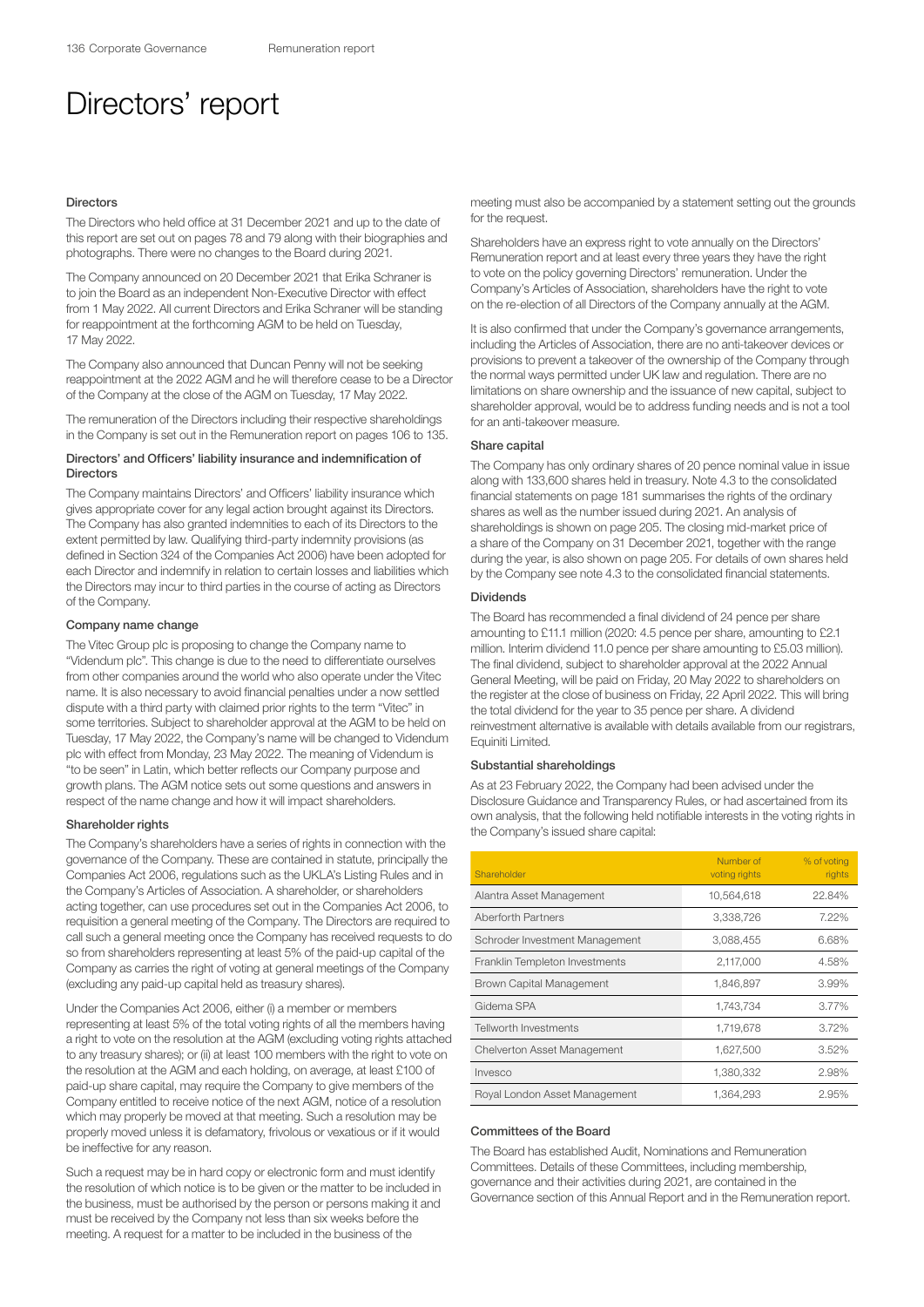# Directors' report

### Directors

The Directors who held office at 31 December 2021 and up to the date of this report are set out on pages 78 and 79 along with their biographies and photographs. There were no changes to the Board during 2021.

The Company announced on 20 December 2021 that Erika Schraner is to join the Board as an independent Non-Executive Director with effect from 1 May 2022. All current Directors and Erika Schraner will be standing for reappointment at the forthcoming AGM to be held on Tuesday, 17 May 2022.

The Company also announced that Duncan Penny will not be seeking reappointment at the 2022 AGM and he will therefore cease to be a Director of the Company at the close of the AGM on Tuesday, 17 May 2022.

The remuneration of the Directors including their respective shareholdings in the Company is set out in the Remuneration report on pages 106 to 135.

### Directors' and Officers' liability insurance and indemnification of Directors

The Company maintains Directors' and Officers' liability insurance which gives appropriate cover for any legal action brought against its Directors. The Company has also granted indemnities to each of its Directors to the extent permitted by law. Qualifying third-party indemnity provisions (as defined in Section 324 of the Companies Act 2006) have been adopted for each Director and indemnify in relation to certain losses and liabilities which the Directors may incur to third parties in the course of acting as Directors of the Company.

### Company name change

The Vitec Group plc is proposing to change the Company name to "Videndum plc". This change is due to the need to differentiate ourselves from other companies around the world who also operate under the Vitec name. It is also necessary to avoid financial penalties under a now settled dispute with a third party with claimed prior rights to the term "Vitec" in some territories. Subject to shareholder approval at the AGM to be held on Tuesday, 17 May 2022, the Company's name will be changed to Videndum plc with effect from Monday, 23 May 2022. The meaning of Videndum is "to be seen" in Latin, which better reflects our Company purpose and growth plans. The AGM notice sets out some questions and answers in respect of the name change and how it will impact shareholders.

### Shareholder rights

The Company's shareholders have a series of rights in connection with the governance of the Company. These are contained in statute, principally the Companies Act 2006, regulations such as the UKLA's Listing Rules and in the Company's Articles of Association. A shareholder, or shareholders acting together, can use procedures set out in the Companies Act 2006, to requisition a general meeting of the Company. The Directors are required to call such a general meeting once the Company has received requests to do so from shareholders representing at least 5% of the paid-up capital of the Company as carries the right of voting at general meetings of the Company (excluding any paid-up capital held as treasury shares).

Under the Companies Act 2006, either (i) a member or members representing at least 5% of the total voting rights of all the members having a right to vote on the resolution at the AGM (excluding voting rights attached to any treasury shares); or (ii) at least 100 members with the right to vote on the resolution at the AGM and each holding, on average, at least £100 of paid-up share capital, may require the Company to give members of the Company entitled to receive notice of the next AGM, notice of a resolution which may properly be moved at that meeting. Such a resolution may be properly moved unless it is defamatory, frivolous or vexatious or if it would be ineffective for any reason.

Such a request may be in hard copy or electronic form and must identify the resolution of which notice is to be given or the matter to be included in the business, must be authorised by the person or persons making it and must be received by the Company not less than six weeks before the meeting. A request for a matter to be included in the business of the meeting must also be accompanied by a statement setting out the grounds for the request.

Shareholders have an express right to vote annually on the Directors' Remuneration report and at least every three years they have the right to vote on the policy governing Directors' remuneration. Under the Company's Articles of Association, shareholders have the right to vote on the re-election of all Directors of the Company annually at the AGM.

It is also confirmed that under the Company's governance arrangements, including the Articles of Association, there are no anti-takeover devices or provisions to prevent a takeover of the ownership of the Company through the normal ways permitted under UK law and regulation. There are no limitations on share ownership and the issuance of new capital, subject to shareholder approval, would be to address funding needs and is not a tool for an anti-takeover measure.

### Share capital

The Company has only ordinary shares of 20 pence nominal value in issue along with 133,600 shares held in treasury. Note 4.3 to the consolidated financial statements on page 181 summarises the rights of the ordinary shares as well as the number issued during 2021. An analysis of shareholdings is shown on page 205. The closing mid-market price of a share of the Company on 31 December 2021, together with the range during the year, is also shown on page 205. For details of own shares held by the Company see note 4.3 to the consolidated financial statements.

### Dividends

The Board has recommended a final dividend of 24 pence per share amounting to £11.1 million (2020: 4.5 pence per share, amounting to £2.1 million. Interim dividend 11.0 pence per share amounting to £5.03 million). The final dividend, subject to shareholder approval at the 2022 Annual General Meeting, will be paid on Friday, 20 May 2022 to shareholders on the register at the close of business on Friday, 22 April 2022. This will bring the total dividend for the year to 35 pence per share. A dividend reinvestment alternative is available with details available from our registrars, Equiniti Limited.

### Substantial shareholdings

As at 23 February 2022, the Company had been advised under the Disclosure Guidance and Transparency Rules, or had ascertained from its own analysis, that the following held notifiable interests in the voting rights in the Company's issued share capital:

| Shareholder | Number of voting rights | % of voting rights |
|---|---|---|
| Alantra Asset Management | 10,564,618 | 22.84% |
| Aberforth Partners | 3,338,726 | 7.22% |
| Schroder Investment Management | 3,088,455 | 6.68% |
| Franklin Templeton Investments | 2,117,000 | 4.58% |
| Brown Capital Management | 1,846,897 | 3.99% |
| Gidema SPA | 1,743,734 | 3.77% |
| Tellworth Investments | 1,719,678 | 3.72% |
| Chelverton Asset Management | 1,627,500 | 3.52% |
| Invesco | 1,380,332 | 2.98% |
| Royal London Asset Management | 1,364,293 | 2.95% |

### Committees of the Board

The Board has established Audit, Nominations and Remuneration Committees. Details of these Committees, including membership, governance and their activities during 2021, are contained in the Governance section of this Annual Report and in the Remuneration report.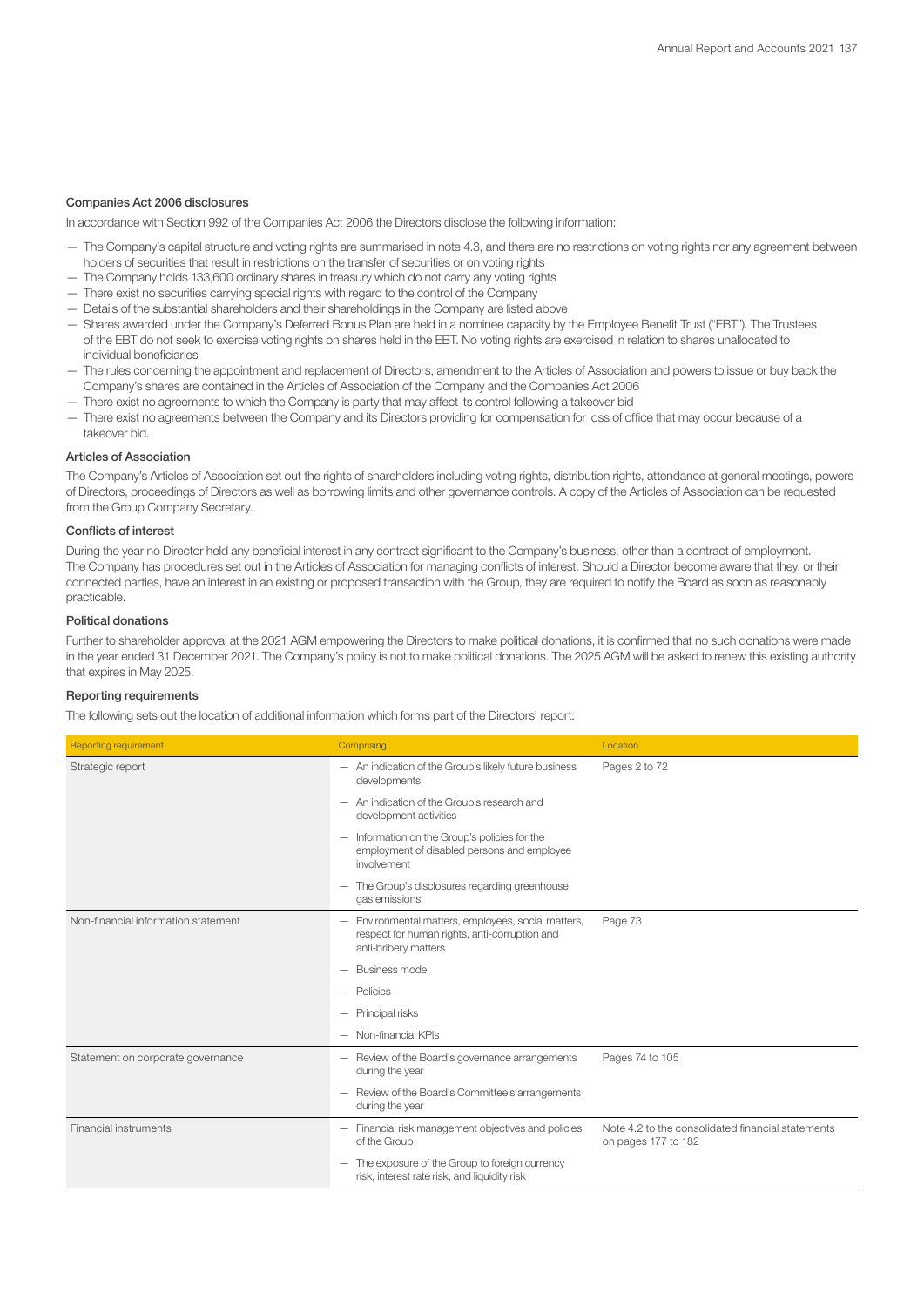### Companies Act 2006 disclosures

In accordance with Section 992 of the Companies Act 2006 the Directors disclose the following information:

- The Company's capital structure and voting rights are summarised in note 4.3, and there are no restrictions on voting rights nor any agreement between holders of securities that result in restrictions on the transfer of securities or on voting rights
- The Company holds 133,600 ordinary shares in treasury which do not carry any voting rights
- There exist no securities carrying special rights with regard to the control of the Company
- Details of the substantial shareholders and their shareholdings in the Company are listed above
- Shares awarded under the Company's Deferred Bonus Plan are held in a nominee capacity by the Employee Benefit Trust ("EBT"). The Trustees of the EBT do not seek to exercise voting rights on shares held in the EBT. No voting rights are exercised in relation to shares unallocated to individual beneficiaries
- The rules concerning the appointment and replacement of Directors, amendment to the Articles of Association and powers to issue or buy back the Company's shares are contained in the Articles of Association of the Company and the Companies Act 2006
- There exist no agreements to which the Company is party that may affect its control following a takeover bid
- There exist no agreements between the Company and its Directors providing for compensation for loss of office that may occur because of a takeover bid.

### Articles of Association

The Company's Articles of Association set out the rights of shareholders including voting rights, distribution rights, attendance at general meetings, powers of Directors, proceedings of Directors as well as borrowing limits and other governance controls. A copy of the Articles of Association can be requested from the Group Company Secretary.

### Conflicts of interest

During the year no Director held any beneficial interest in any contract significant to the Company's business, other than a contract of employment. The Company has procedures set out in the Articles of Association for managing conflicts of interest. Should a Director become aware that they, or their connected parties, have an interest in an existing or proposed transaction with the Group, they are required to notify the Board as soon as reasonably practicable.

### Political donations

Further to shareholder approval at the 2021 AGM empowering the Directors to make political donations, it is confirmed that no such donations were made in the year ended 31 December 2021. The Company's policy is not to make political donations. The 2025 AGM will be asked to renew this existing authority that expires in May 2025.

### Reporting requirements

The following sets out the location of additional information which forms part of the Directors' report:

| Reporting requirement | Comprising | Location |
|---|---|---|
| Strategic report | — An indication of the Group's likely future business developments<br>— An indication of the Group's research and development activities<br>— Information on the Group's policies for the employment of disabled persons and employee involvement<br>— The Group's disclosures regarding greenhouse gas emissions | Pages 2 to 72 |
| Non-financial information statement | — Environmental matters, employees, social matters, respect for human rights, anti-corruption and anti-bribery matters<br>— Business model<br>— Policies<br>— Principal risks<br>— Non-financial KPIs | Page 73 |
| Statement on corporate governance | — Review of the Board's governance arrangements during the year<br>— Review of the Board's Committee's arrangements during the year | Pages 74 to 105 |
| Financial instruments | — Financial risk management objectives and policies of the Group<br>— The exposure of the Group to foreign currency risk, interest rate risk, and liquidity risk | Note 4.2 to the consolidated financial statements on pages 177 to 182 |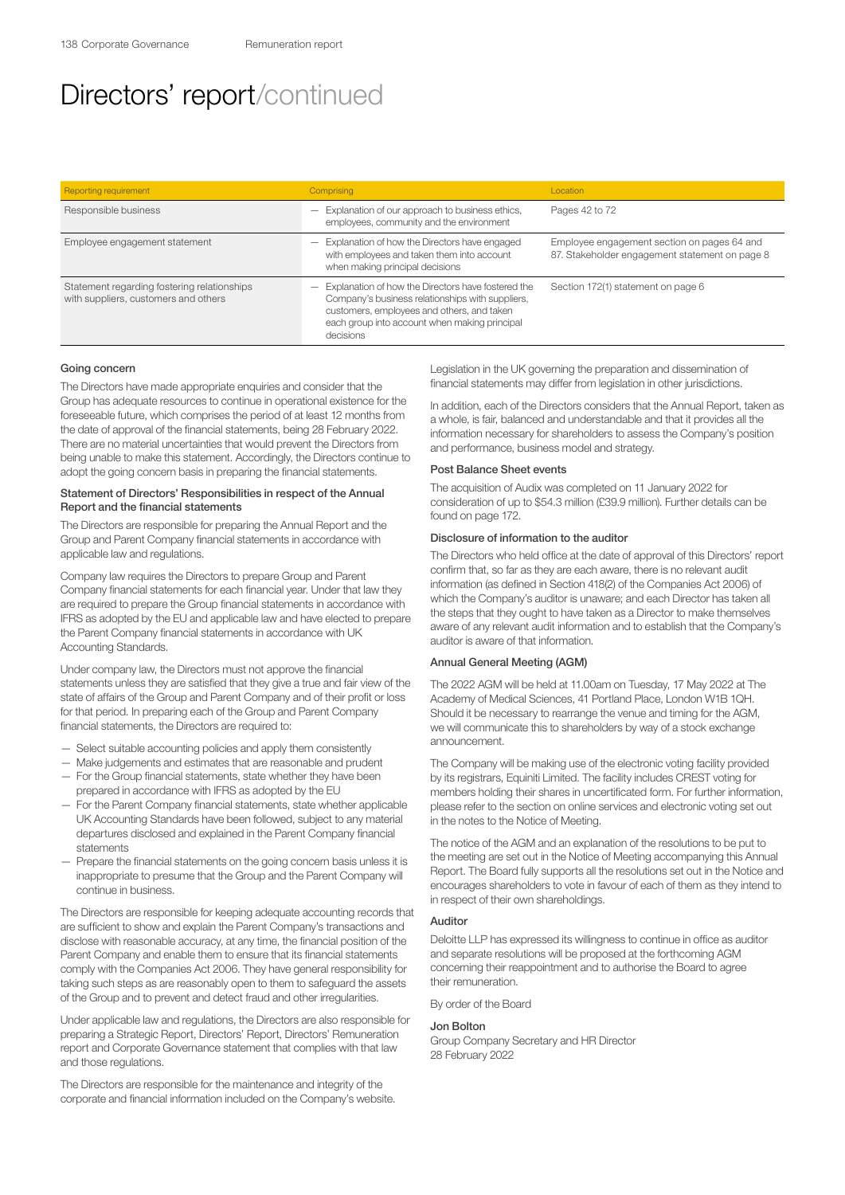# Directors' report/continued

| Reporting requirement | Comprising | Location |
| --- | --- | --- |
| Responsible business | — Explanation of our approach to business ethics, employees, community and the environment | Pages 42 to 72 |
| Employee engagement statement | — Explanation of how the Directors have engaged with employees and taken them into account when making principal decisions | Employee engagement section on pages 64 and 87. Stakeholder engagement statement on page 8 |
| Statement regarding fostering relationships with suppliers, customers and others | — Explanation of how the Directors have fostered the Company's business relationships with suppliers, customers, employees and others, and taken each group into account when making principal decisions | Section 172(1) statement on page 6 |

### Going concern

The Directors have made appropriate enquiries and consider that the Group has adequate resources to continue in operational existence for the foreseeable future, which comprises the period of at least 12 months from the date of approval of the financial statements, being 28 February 2022. There are no material uncertainties that would prevent the Directors from being unable to make this statement. Accordingly, the Directors continue to adopt the going concern basis in preparing the financial statements.

### Statement of Directors' Responsibilities in respect of the Annual Report and the financial statements

The Directors are responsible for preparing the Annual Report and the Group and Parent Company financial statements in accordance with applicable law and regulations.

Company law requires the Directors to prepare Group and Parent Company financial statements for each financial year. Under that law they are required to prepare the Group financial statements in accordance with IFRS as adopted by the EU and applicable law and have elected to prepare the Parent Company financial statements in accordance with UK Accounting Standards.

Under company law, the Directors must not approve the financial statements unless they are satisfied that they give a true and fair view of the state of affairs of the Group and Parent Company and of their profit or loss for that period. In preparing each of the Group and Parent Company financial statements, the Directors are required to:

- Select suitable accounting policies and apply them consistently
- Make judgements and estimates that are reasonable and prudent
- For the Group financial statements, state whether they have been prepared in accordance with IFRS as adopted by the EU
- For the Parent Company financial statements, state whether applicable UK Accounting Standards have been followed, subject to any material departures disclosed and explained in the Parent Company financial statements
- Prepare the financial statements on the going concern basis unless it is inappropriate to presume that the Group and the Parent Company will continue in business.

The Directors are responsible for keeping adequate accounting records that are sufficient to show and explain the Parent Company's transactions and disclose with reasonable accuracy, at any time, the financial position of the Parent Company and enable them to ensure that its financial statements comply with the Companies Act 2006. They have general responsibility for taking such steps as are reasonably open to them to safeguard the assets of the Group and to prevent and detect fraud and other irregularities.

Under applicable law and regulations, the Directors are also responsible for preparing a Strategic Report, Directors' Report, Directors' Remuneration report and Corporate Governance statement that complies with that law and those regulations.

The Directors are responsible for the maintenance and integrity of the corporate and financial information included on the Company's website. Legislation in the UK governing the preparation and dissemination of financial statements may differ from legislation in other jurisdictions.

In addition, each of the Directors considers that the Annual Report, taken as a whole, is fair, balanced and understandable and that it provides all the information necessary for shareholders to assess the Company's position and performance, business model and strategy.

### Post Balance Sheet events

The acquisition of Audix was completed on 11 January 2022 for consideration of up to $54.3 million (£39.9 million). Further details can be found on page 172.

### Disclosure of information to the auditor

The Directors who held office at the date of approval of this Directors' report confirm that, so far as they are each aware, there is no relevant audit information (as defined in Section 418(2) of the Companies Act 2006) of which the Company's auditor is unaware; and each Director has taken all the steps that they ought to have taken as a Director to make themselves aware of any relevant audit information and to establish that the Company's auditor is aware of that information.

### Annual General Meeting (AGM)

The 2022 AGM will be held at 11.00am on Tuesday, 17 May 2022 at The Academy of Medical Sciences, 41 Portland Place, London W1B 1QH. Should it be necessary to rearrange the venue and timing for the AGM, we will communicate this to shareholders by way of a stock exchange announcement.

The Company will be making use of the electronic voting facility provided by its registrars, Equiniti Limited. The facility includes CREST voting for members holding their shares in uncertificated form. For further information, please refer to the section on online services and electronic voting set out in the notes to the Notice of Meeting.

The notice of the AGM and an explanation of the resolutions to be put to the meeting are set out in the Notice of Meeting accompanying this Annual Report. The Board fully supports all the resolutions set out in the Notice and encourages shareholders to vote in favour of each of them as they intend to in respect of their own shareholdings.

### Auditor

Deloitte LLP has expressed its willingness to continue in office as auditor and separate resolutions will be proposed at the forthcoming AGM concerning their reappointment and to authorise the Board to agree their remuneration.

By order of the Board

**Jon Bolton**
Group Company Secretary and HR Director
28 February 2022